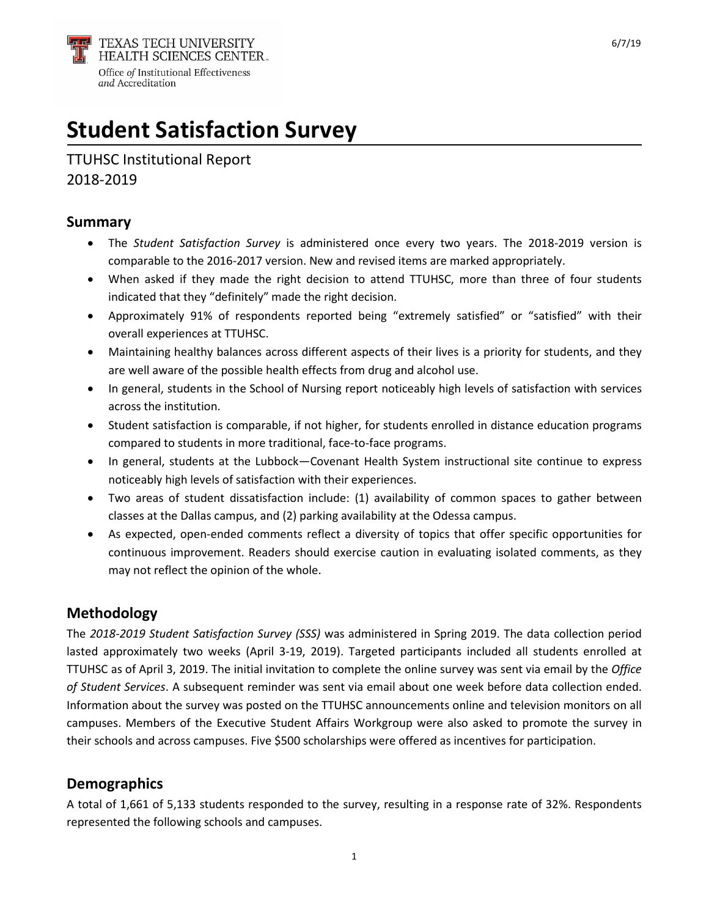TEXAS TECH UNIVERSITY HEALTH SCIENCES CENTER
Office of Institutional Effectiveness and Accreditation

6/7/19

# Student Satisfaction Survey

TTUHSC Institutional Report
2018-2019

## Summary

- The *Student Satisfaction Survey* is administered once every two years. The 2018-2019 version is comparable to the 2016-2017 version. New and revised items are marked appropriately.
- When asked if they made the right decision to attend TTUHSC, more than three of four students indicated that they "definitely" made the right decision.
- Approximately 91% of respondents reported being "extremely satisfied" or "satisfied" with their overall experiences at TTUHSC.
- Maintaining healthy balances across different aspects of their lives is a priority for students, and they are well aware of the possible health effects from drug and alcohol use.
- In general, students in the School of Nursing report noticeably high levels of satisfaction with services across the institution.
- Student satisfaction is comparable, if not higher, for students enrolled in distance education programs compared to students in more traditional, face-to-face programs.
- In general, students at the Lubbock—Covenant Health System instructional site continue to express noticeably high levels of satisfaction with their experiences.
- Two areas of student dissatisfaction include: (1) availability of common spaces to gather between classes at the Dallas campus, and (2) parking availability at the Odessa campus.
- As expected, open-ended comments reflect a diversity of topics that offer specific opportunities for continuous improvement. Readers should exercise caution in evaluating isolated comments, as they may not reflect the opinion of the whole.

## Methodology

The *2018-2019 Student Satisfaction Survey (SSS)* was administered in Spring 2019. The data collection period lasted approximately two weeks (April 3-19, 2019). Targeted participants included all students enrolled at TTUHSC as of April 3, 2019. The initial invitation to complete the online survey was sent via email by the *Office of Student Services*. A subsequent reminder was sent via email about one week before data collection ended. Information about the survey was posted on the TTUHSC announcements online and television monitors on all campuses. Members of the Executive Student Affairs Workgroup were also asked to promote the survey in their schools and across campuses. Five $500 scholarships were offered as incentives for participation.

## Demographics

A total of 1,661 of 5,133 students responded to the survey, resulting in a response rate of 32%. Respondents represented the following schools and campuses.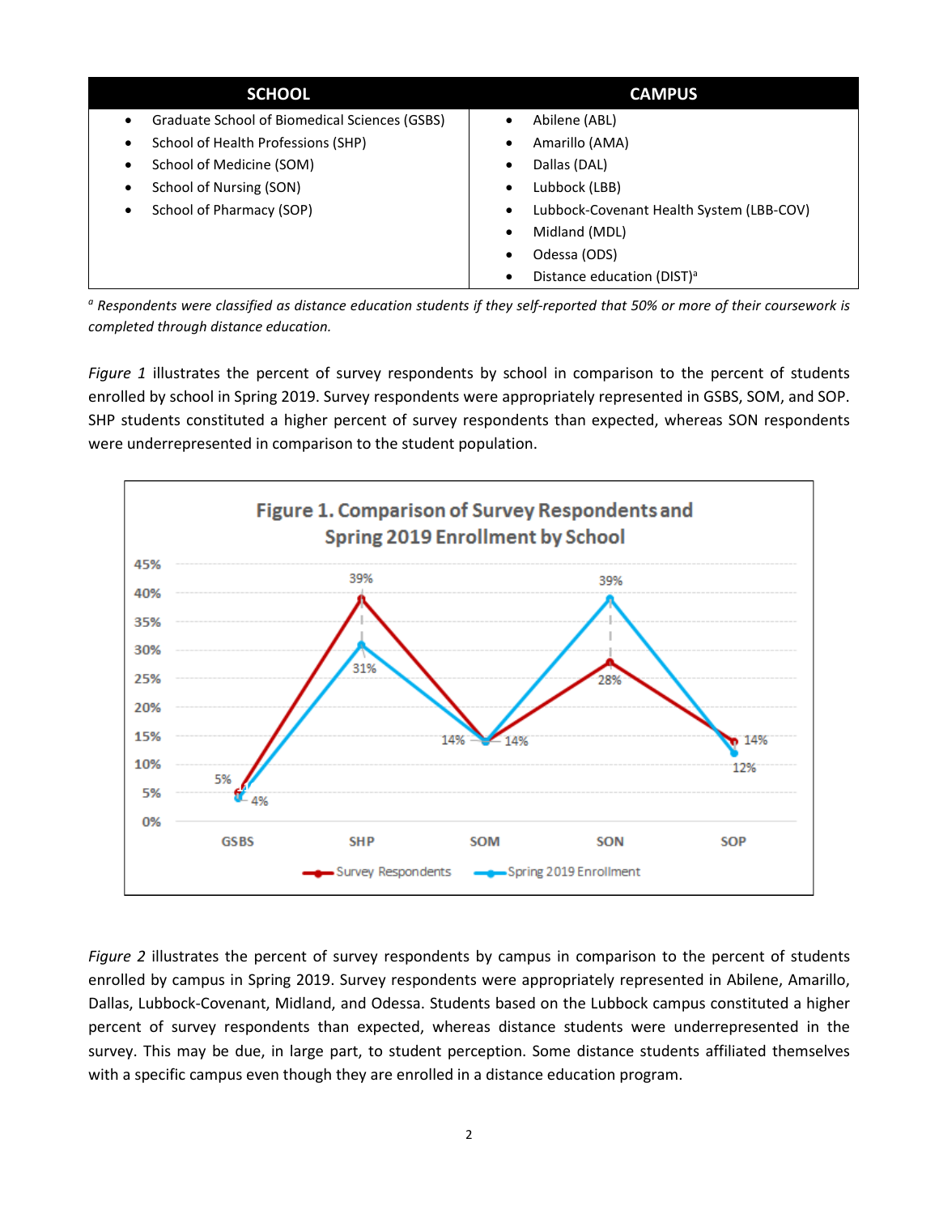| SCHOOL | CAMPUS |
| --- | --- |
| • Graduate School of Biomedical Sciences (GSBS) | • Abilene (ABL) |
| • School of Health Professions (SHP) | • Amarillo (AMA) |
| • School of Medicine (SOM) | • Dallas (DAL) |
| • School of Nursing (SON) | • Lubbock (LBB) |
| • School of Pharmacy (SOP) | • Lubbock-Covenant Health System (LBB-COV) |
| | • Midland (MDL) |
| | • Odessa (ODS) |
| | • Distance education (DIST)[a] |

*[a] Respondents were classified as distance education students if they self-reported that 50% or more of their coursework is completed through distance education.*

*Figure 1* illustrates the percent of survey respondents by school in comparison to the percent of students enrolled by school in Spring 2019. Survey respondents were appropriately represented in GSBS, SOM, and SOP. SHP students constituted a higher percent of survey respondents than expected, whereas SON respondents were underrepresented in comparison to the student population.

**Figure 1. Comparison of Survey Respondents and Spring 2019 Enrollment by School**

| School | Survey Respondents | Spring 2019 Enrollment |
| --- | --- | --- |
| GSBS | 5% | 4% |
| SHP | 39% | 31% |
| SOM | 14% | 14% |
| SON | 28% | 39% |
| SOP | 14% | 12% |

*Figure 2* illustrates the percent of survey respondents by campus in comparison to the percent of students enrolled by campus in Spring 2019. Survey respondents were appropriately represented in Abilene, Amarillo, Dallas, Lubbock-Covenant, Midland, and Odessa. Students based on the Lubbock campus constituted a higher percent of survey respondents than expected, whereas distance students were underrepresented in the survey. This may be due, in large part, to student perception. Some distance students affiliated themselves with a specific campus even though they are enrolled in a distance education program.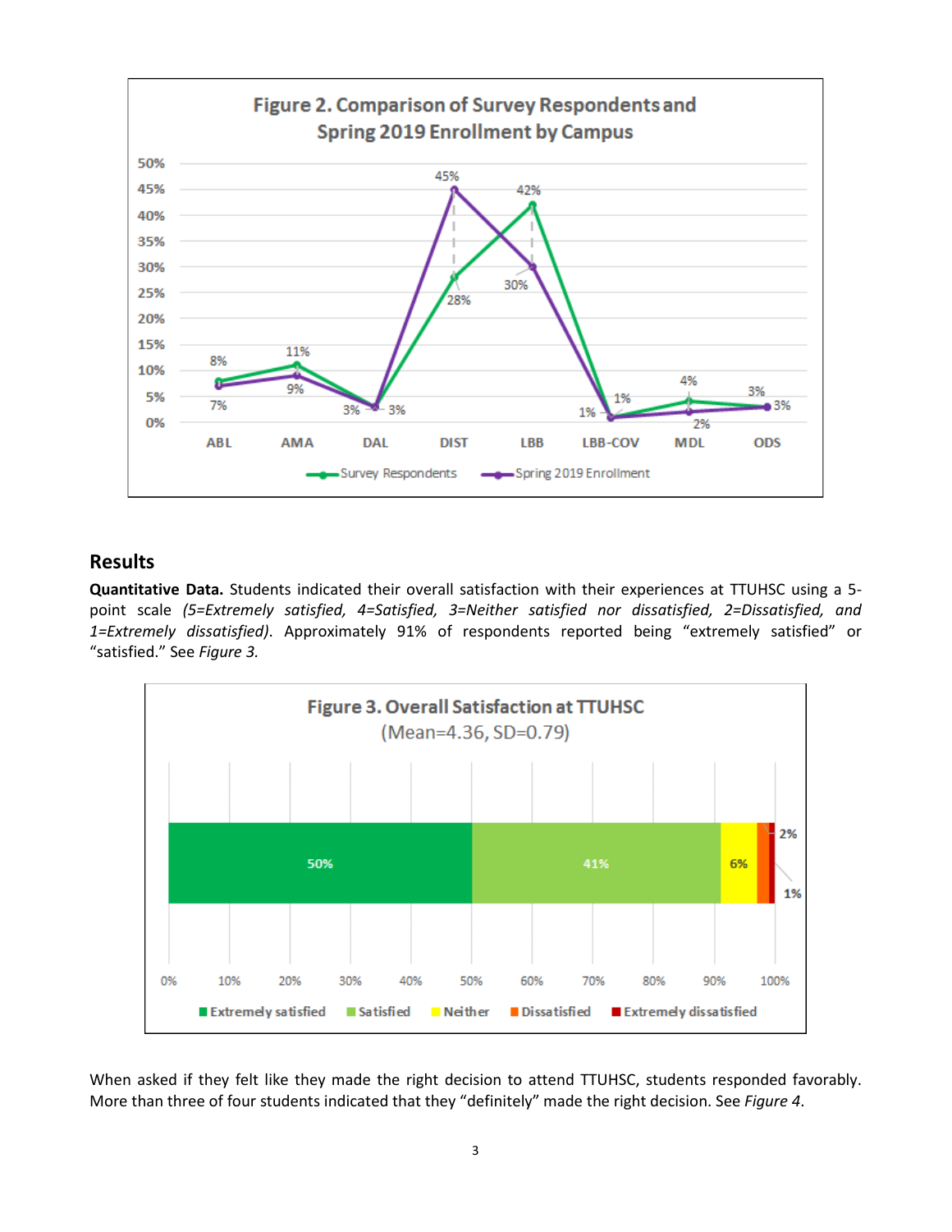**Figure 2. Comparison of Survey Respondents and Spring 2019 Enrollment by Campus**

| Campus | Survey Respondents | Spring 2019 Enrollment |
|---|---|---|
| ABL | 8% | 7% |
| AMA | 11% | 9% |
| DAL | 3% | 3% |
| DIST | 28% | 45% |
| LBB | 42% | 30% |
| LBB-COV | 1% | 1% |
| MDL | 4% | 2% |
| ODS | 3% | 3% |

## Results

**Quantitative Data.** Students indicated their overall satisfaction with their experiences at TTUHSC using a 5-point scale *(5=Extremely satisfied, 4=Satisfied, 3=Neither satisfied nor dissatisfied, 2=Dissatisfied, and 1=Extremely dissatisfied)*. Approximately 91% of respondents reported being "extremely satisfied" or "satisfied." See *Figure 3.*

**Figure 3. Overall Satisfaction at TTUHSC**
(Mean=4.36, SD=0.79)

| Extremely satisfied | Satisfied | Neither | Dissatisfied | Extremely dissatisfied |
|---|---|---|---|---|
| 50% | 41% | 6% | 2% | 1% |

When asked if they felt like they made the right decision to attend TTUHSC, students responded favorably. More than three of four students indicated that they "definitely" made the right decision. See *Figure 4*.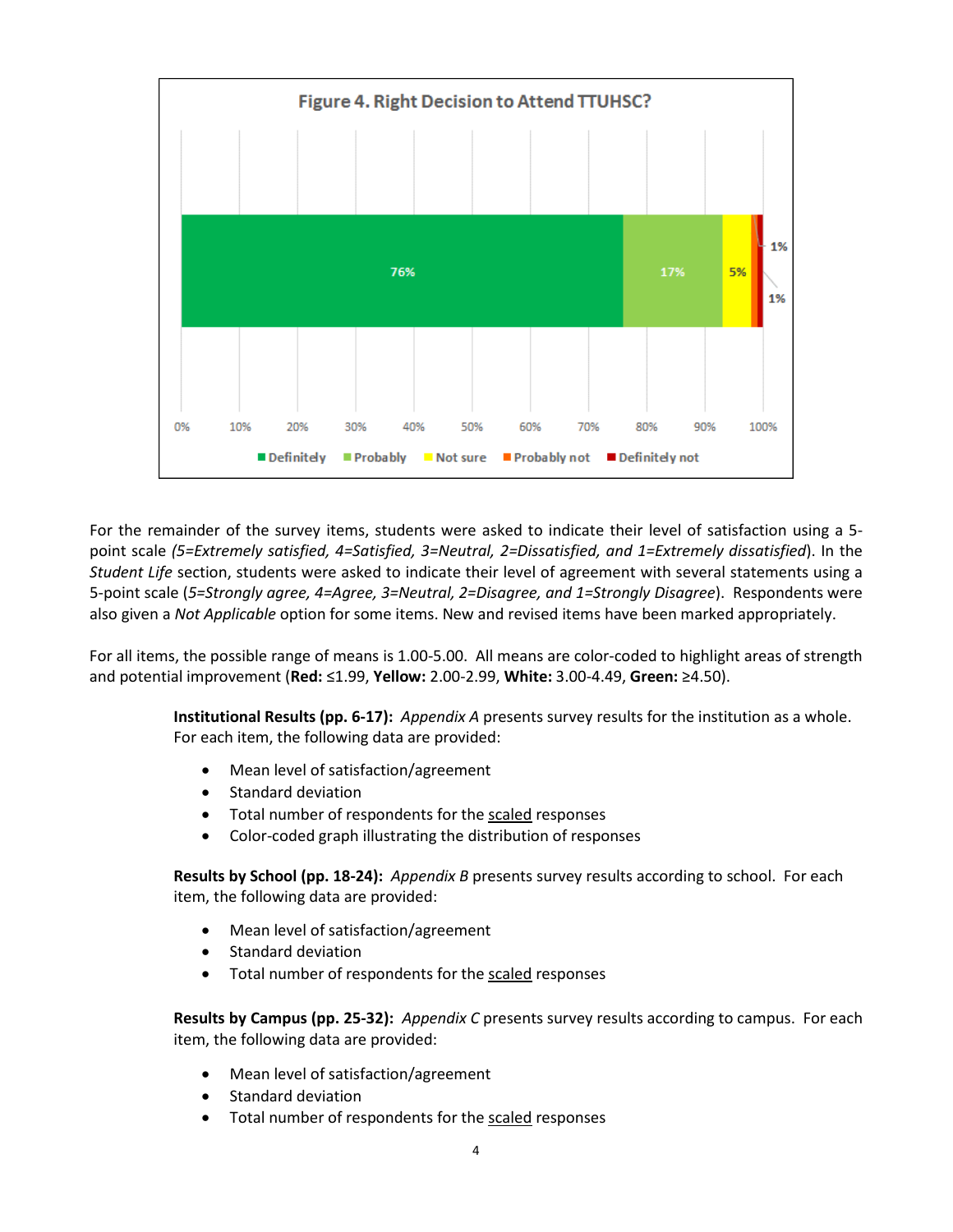**Figure 4. Right Decision to Attend TTUHSC?**

| Definitely | Probably | Not sure | Probably not | Definitely not |
|---|---|---|---|---|
| 76% | 17% | 5% | 1% | 1% |

For the remainder of the survey items, students were asked to indicate their level of satisfaction using a 5-point scale *(5=Extremely satisfied, 4=Satisfied, 3=Neutral, 2=Dissatisfied, and 1=Extremely dissatisfied*). In the *Student Life* section, students were asked to indicate their level of agreement with several statements using a 5-point scale (*5=Strongly agree, 4=Agree, 3=Neutral, 2=Disagree, and 1=Strongly Disagree*). Respondents were also given a *Not Applicable* option for some items. New and revised items have been marked appropriately.

For all items, the possible range of means is 1.00-5.00. All means are color-coded to highlight areas of strength and potential improvement (**Red:** ≤1.99, **Yellow:** 2.00-2.99, **White:** 3.00-4.49, **Green:** ≥4.50).

**Institutional Results (pp. 6-17):** *Appendix A* presents survey results for the institution as a whole. For each item, the following data are provided:

- Mean level of satisfaction/agreement
- Standard deviation
- Total number of respondents for the scaled responses
- Color-coded graph illustrating the distribution of responses

**Results by School (pp. 18-24):** *Appendix B* presents survey results according to school. For each item, the following data are provided:

- Mean level of satisfaction/agreement
- Standard deviation
- Total number of respondents for the scaled responses

**Results by Campus (pp. 25-32):** *Appendix C* presents survey results according to campus. For each item, the following data are provided:

- Mean level of satisfaction/agreement
- Standard deviation
- Total number of respondents for the scaled responses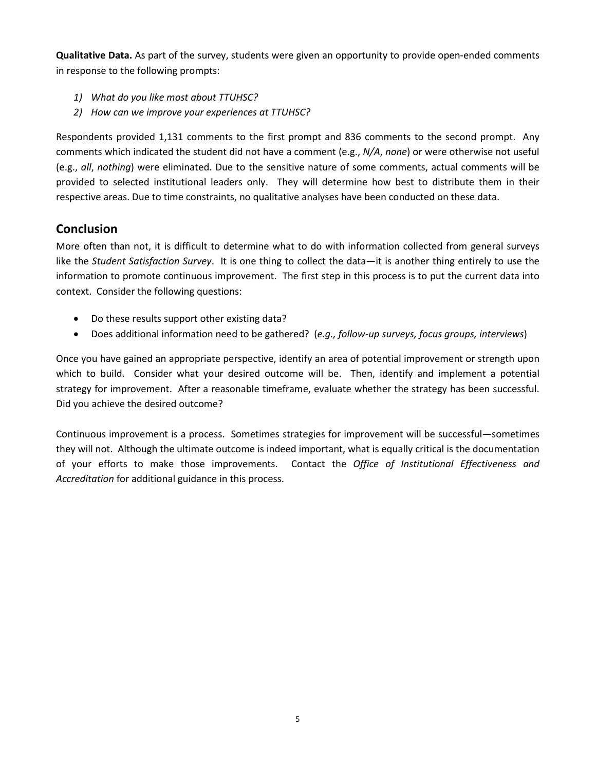**Qualitative Data.** As part of the survey, students were given an opportunity to provide open-ended comments in response to the following prompts:

1) *What do you like most about TTUHSC?*
2) *How can we improve your experiences at TTUHSC?*

Respondents provided 1,131 comments to the first prompt and 836 comments to the second prompt. Any comments which indicated the student did not have a comment (e.g., *N/A*, *none*) or were otherwise not useful (e.g., *all*, *nothing*) were eliminated. Due to the sensitive nature of some comments, actual comments will be provided to selected institutional leaders only. They will determine how best to distribute them in their respective areas. Due to time constraints, no qualitative analyses have been conducted on these data.

## Conclusion

More often than not, it is difficult to determine what to do with information collected from general surveys like the *Student Satisfaction Survey*. It is one thing to collect the data—it is another thing entirely to use the information to promote continuous improvement. The first step in this process is to put the current data into context. Consider the following questions:

- Do these results support other existing data?
- Does additional information need to be gathered? (*e.g., follow-up surveys, focus groups, interviews*)

Once you have gained an appropriate perspective, identify an area of potential improvement or strength upon which to build. Consider what your desired outcome will be. Then, identify and implement a potential strategy for improvement. After a reasonable timeframe, evaluate whether the strategy has been successful. Did you achieve the desired outcome?

Continuous improvement is a process. Sometimes strategies for improvement will be successful—sometimes they will not. Although the ultimate outcome is indeed important, what is equally critical is the documentation of your efforts to make those improvements. Contact the *Office of Institutional Effectiveness and Accreditation* for additional guidance in this process.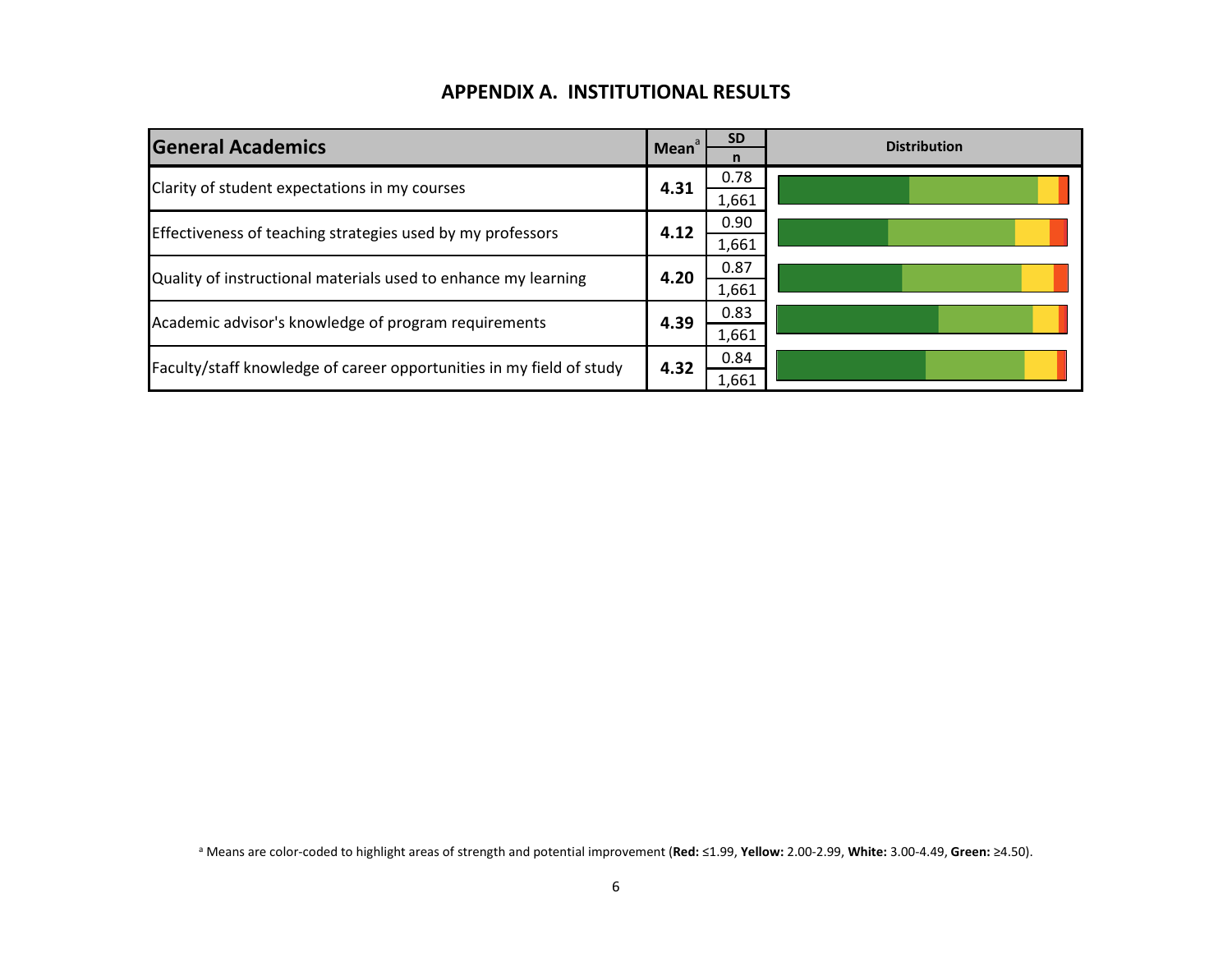## APPENDIX A. INSTITUTIONAL RESULTS

| General Academics | Mean[a] | SD / n | Distribution |
|---|---|---|---|
| Clarity of student expectations in my courses | **4.31** | 0.78 / 1,661 | |
| Effectiveness of teaching strategies used by my professors | **4.12** | 0.90 / 1,661 | |
| Quality of instructional materials used to enhance my learning | **4.20** | 0.87 / 1,661 | |
| Academic advisor's knowledge of program requirements | **4.39** | 0.83 / 1,661 | |
| Faculty/staff knowledge of career opportunities in my field of study | **4.32** | 0.84 / 1,661 | |

[a] Means are color-coded to highlight areas of strength and potential improvement (**Red:** ≤1.99, **Yellow:** 2.00-2.99, **White:** 3.00-4.49, **Green:** ≥4.50).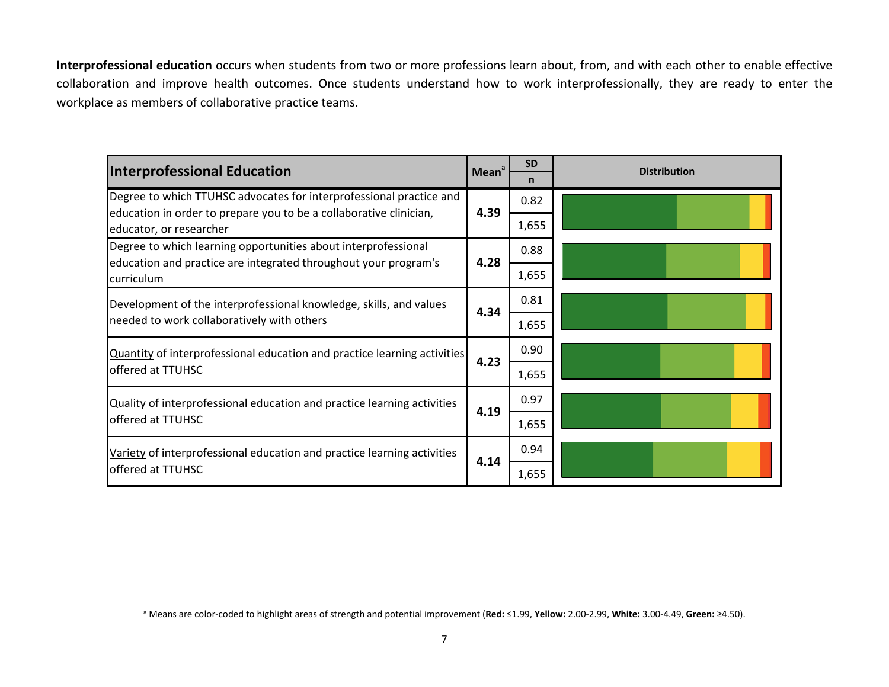**Interprofessional education** occurs when students from two or more professions learn about, from, and with each other to enable effective collaboration and improve health outcomes. Once students understand how to work interprofessionally, they are ready to enter the workplace as members of collaborative practice teams.

| Interprofessional Education | Mean[a] | SD / n | Distribution |
|---|---|---|---|
| Degree to which TTUHSC advocates for interprofessional practice and education in order to prepare you to be a collaborative clinician, educator, or researcher | 4.39 | 0.82 / 1,655 | |
| Degree to which learning opportunities about interprofessional education and practice are integrated throughout your program's curriculum | 4.28 | 0.88 / 1,655 | |
| Development of the interprofessional knowledge, skills, and values needed to work collaboratively with others | 4.34 | 0.81 / 1,655 | |
| Quantity of interprofessional education and practice learning activities offered at TTUHSC | 4.23 | 0.90 / 1,655 | |
| Quality of interprofessional education and practice learning activities offered at TTUHSC | 4.19 | 0.97 / 1,655 | |
| Variety of interprofessional education and practice learning activities offered at TTUHSC | 4.14 | 0.94 / 1,655 | |

[a] Means are color-coded to highlight areas of strength and potential improvement (**Red:** ≤1.99, **Yellow:** 2.00-2.99, **White:** 3.00-4.49, **Green:** ≥4.50).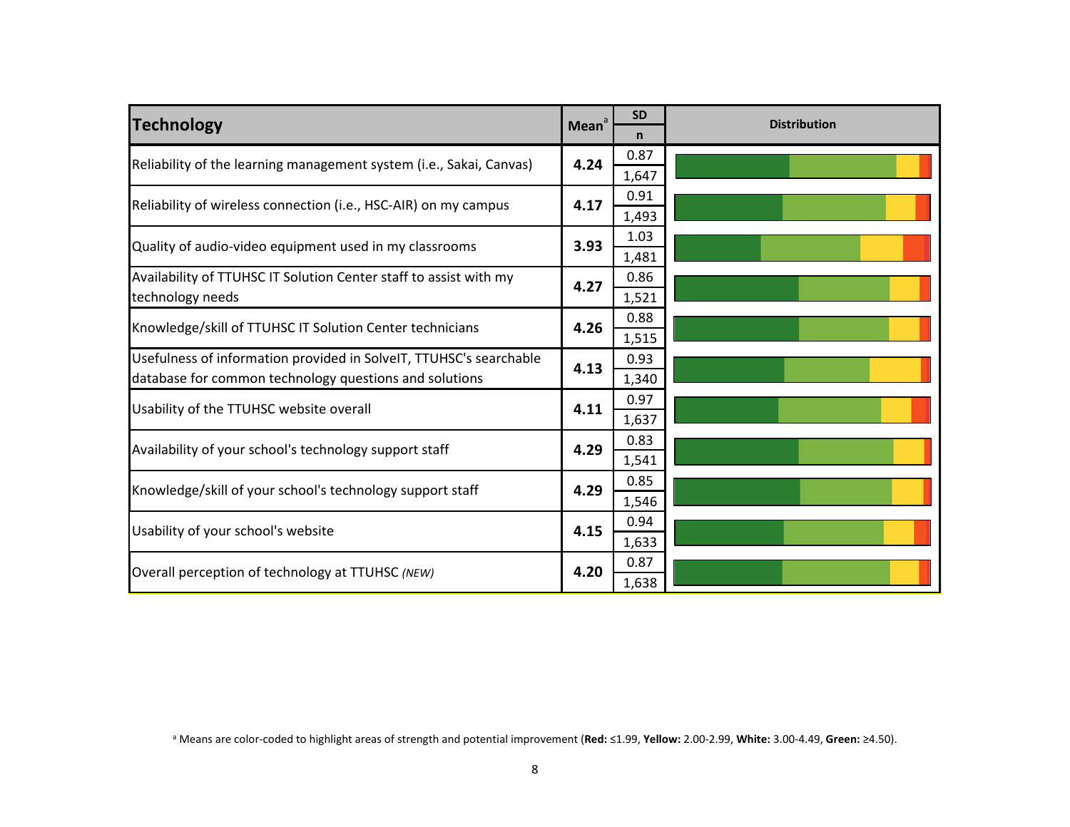| Technology | Mean[a] | SD | Distribution |
|---|---|---|---|
| | | n | |
| Reliability of the learning management system (i.e., Sakai, Canvas) | **4.24** | 0.87 | |
| | | 1,647 | |
| Reliability of wireless connection (i.e., HSC-AIR) on my campus | **4.17** | 0.91 | |
| | | 1,493 | |
| Quality of audio-video equipment used in my classrooms | **3.93** | 1.03 | |
| | | 1,481 | |
| Availability of TTUHSC IT Solution Center staff to assist with my technology needs | **4.27** | 0.86 | |
| | | 1,521 | |
| Knowledge/skill of TTUHSC IT Solution Center technicians | **4.26** | 0.88 | |
| | | 1,515 | |
| Usefulness of information provided in SolveIT, TTUHSC's searchable database for common technology questions and solutions | **4.13** | 0.93 | |
| | | 1,340 | |
| Usability of the TTUHSC website overall | **4.11** | 0.97 | |
| | | 1,637 | |
| Availability of your school's technology support staff | **4.29** | 0.83 | |
| | | 1,541 | |
| Knowledge/skill of your school's technology support staff | **4.29** | 0.85 | |
| | | 1,546 | |
| Usability of your school's website | **4.15** | 0.94 | |
| | | 1,633 | |
| Overall perception of technology at TTUHSC *(NEW)* | **4.20** | 0.87 | |
| | | 1,638 | |

[a] Means are color-coded to highlight areas of strength and potential improvement (**Red:** ≤1.99, **Yellow:** 2.00-2.99, **White:** 3.00-4.49, **Green:** ≥4.50).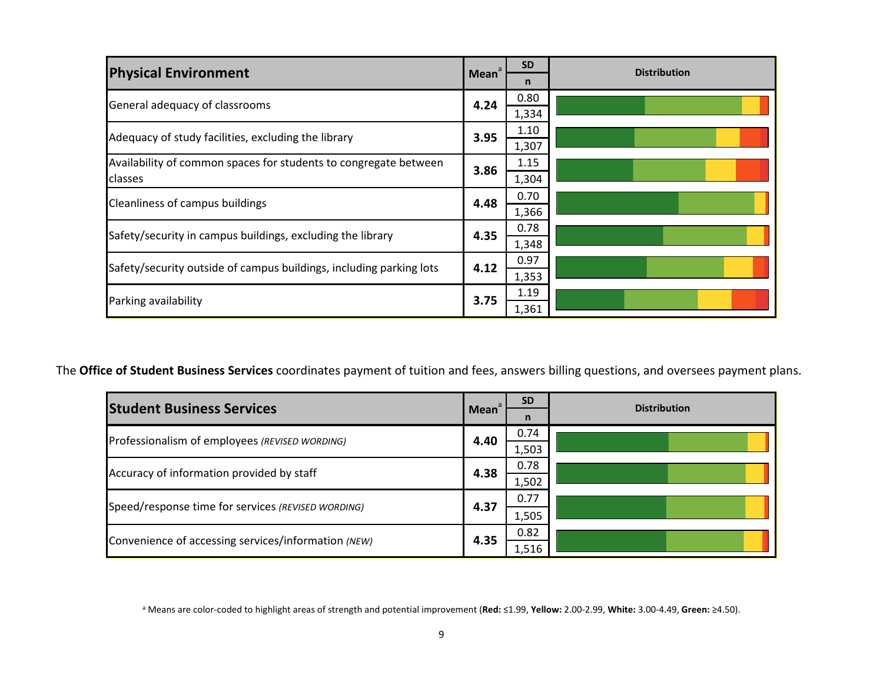| Physical Environment | Mean[a] | SD | n | Distribution |
|---|---|---|---|---|
| General adequacy of classrooms | **4.24** | 0.80 | 1,334 | |
| Adequacy of study facilities, excluding the library | **3.95** | 1.10 | 1,307 | |
| Availability of common spaces for students to congregate between classes | **3.86** | 1.15 | 1,304 | |
| Cleanliness of campus buildings | **4.48** | 0.70 | 1,366 | |
| Safety/security in campus buildings, excluding the library | **4.35** | 0.78 | 1,348 | |
| Safety/security outside of campus buildings, including parking lots | **4.12** | 0.97 | 1,353 | |
| Parking availability | **3.75** | 1.19 | 1,361 | |

The **Office of Student Business Services** coordinates payment of tuition and fees, answers billing questions, and oversees payment plans.

| Student Business Services | Mean[a] | SD | n | Distribution |
|---|---|---|---|---|
| Professionalism of employees *(REVISED WORDING)* | **4.40** | 0.74 | 1,503 | |
| Accuracy of information provided by staff | **4.38** | 0.78 | 1,502 | |
| Speed/response time for services *(REVISED WORDING)* | **4.37** | 0.77 | 1,505 | |
| Convenience of accessing services/information *(NEW)* | **4.35** | 0.82 | 1,516 | |

[a] Means are color-coded to highlight areas of strength and potential improvement (**Red:** ≤1.99, **Yellow:** 2.00-2.99, **White:** 3.00-4.49, **Green:** ≥4.50).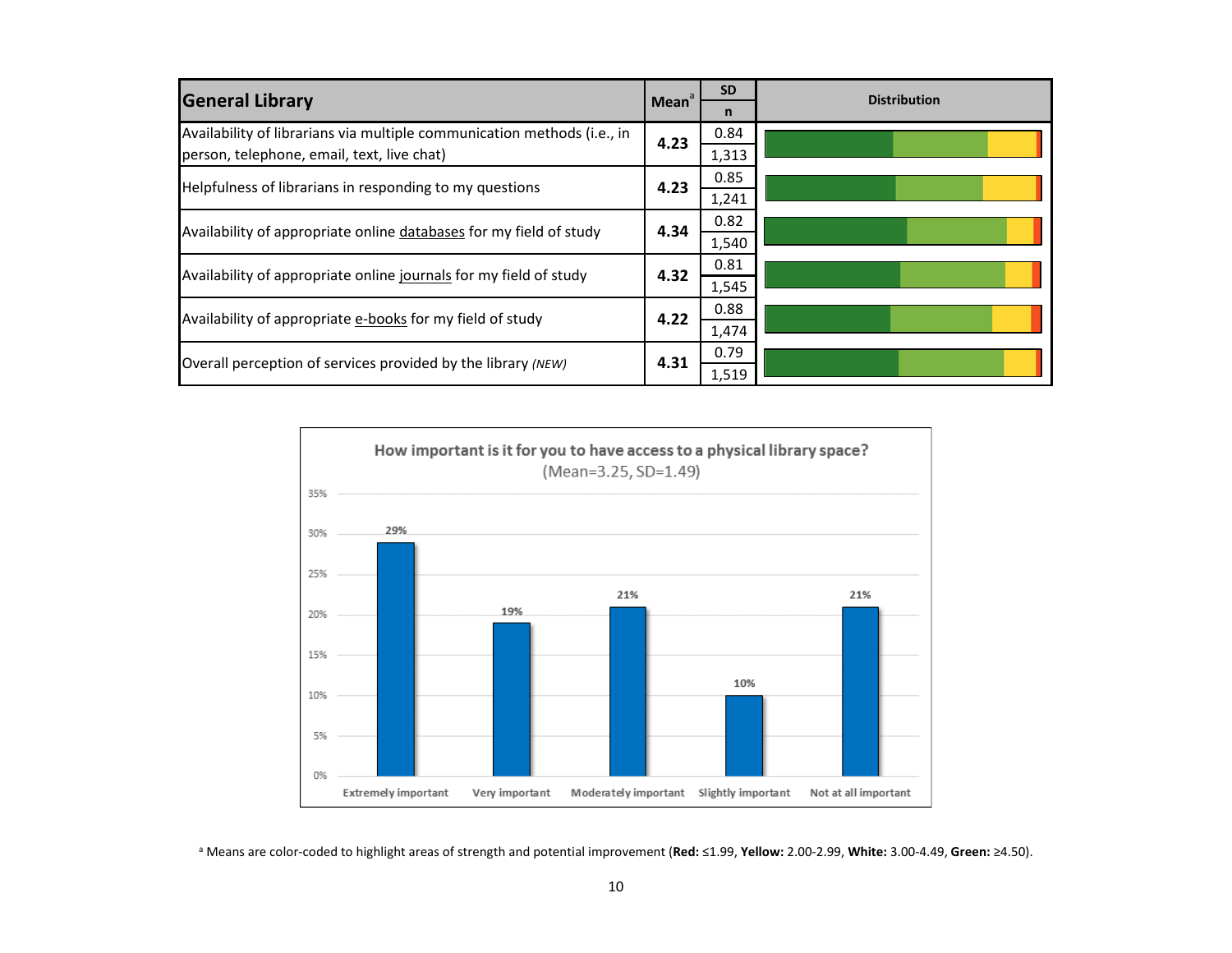| General Library | Mean[a] | SD | n | Distribution |
|---|---|---|---|---|
| Availability of librarians via multiple communication methods (i.e., in person, telephone, email, text, live chat) | **4.23** | 0.84 | 1,313 | |
| Helpfulness of librarians in responding to my questions | **4.23** | 0.85 | 1,241 | |
| Availability of appropriate online databases for my field of study | **4.34** | 0.82 | 1,540 | |
| Availability of appropriate online journals for my field of study | **4.32** | 0.81 | 1,545 | |
| Availability of appropriate e-books for my field of study | **4.22** | 0.88 | 1,474 | |
| Overall perception of services provided by the library *(NEW)* | **4.31** | 0.79 | 1,519 | |

**How important is it for you to have access to a physical library space?**
(Mean=3.25, SD=1.49)

| Response | Percent |
|---|---|
| Extremely important | 29% |
| Very important | 19% |
| Moderately important | 21% |
| Slightly important | 10% |
| Not at all important | 21% |

[a] Means are color-coded to highlight areas of strength and potential improvement (**Red:** ≤1.99, **Yellow:** 2.00-2.99, **White:** 3.00-4.49, **Green:** ≥4.50).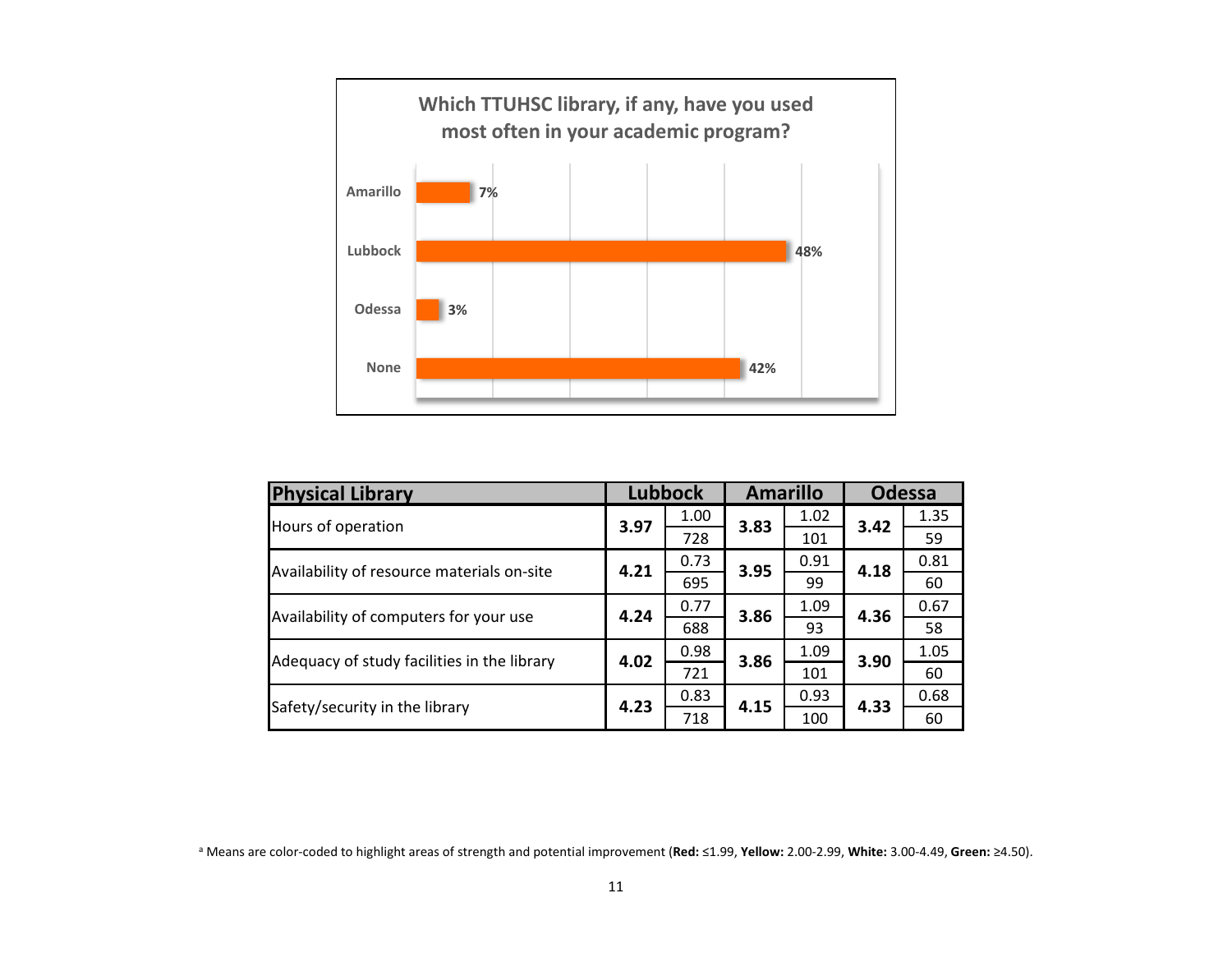### Which TTUHSC library, if any, have you used most often in your academic program?

| Library | Percent |
|---|---|
| Amarillo | 7% |
| Lubbock | 48% |
| Odessa | 3% |
| None | 42% |

| Physical Library | Lubbock | | Amarillo | | Odessa | |
|---|---|---|---|---|---|---|
| Hours of operation | **3.97** | 1.00 / 728 | **3.83** | 1.02 / 101 | **3.42** | 1.35 / 59 |
| Availability of resource materials on-site | **4.21** | 0.73 / 695 | **3.95** | 0.91 / 99 | **4.18** | 0.81 / 60 |
| Availability of computers for your use | **4.24** | 0.77 / 688 | **3.86** | 1.09 / 93 | **4.36** | 0.67 / 58 |
| Adequacy of study facilities in the library | **4.02** | 0.98 / 721 | **3.86** | 1.09 / 101 | **3.90** | 1.05 / 60 |
| Safety/security in the library | **4.23** | 0.83 / 718 | **4.15** | 0.93 / 100 | **4.33** | 0.68 / 60 |

[a] Means are color-coded to highlight areas of strength and potential improvement (**Red:** ≤1.99, **Yellow:** 2.00-2.99, **White:** 3.00-4.49, **Green:** ≥4.50).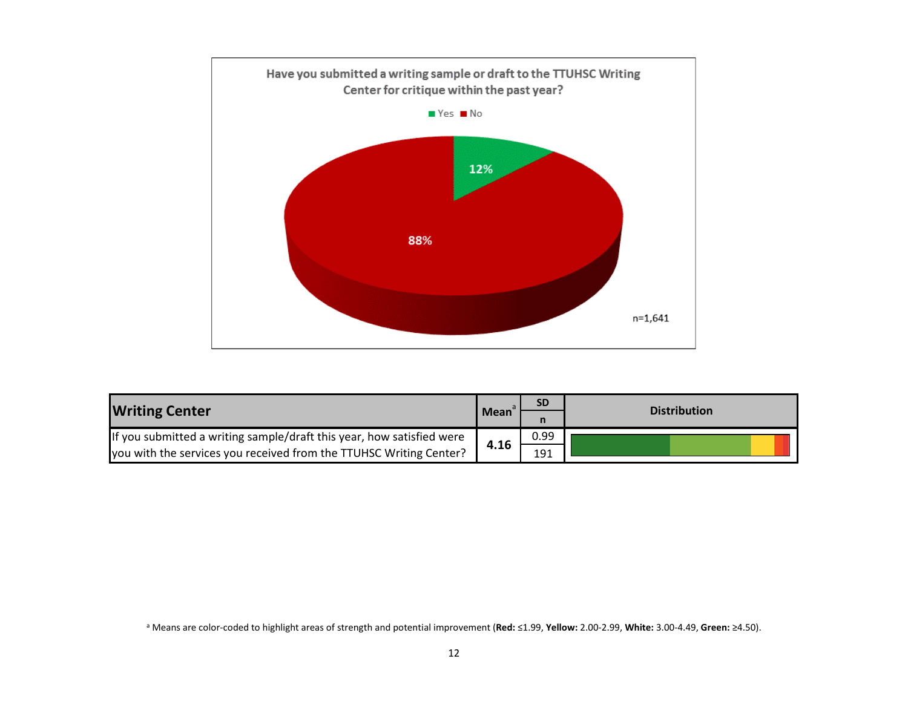**Have you submitted a writing sample or draft to the TTUHSC Writing Center for critique within the past year?**

Yes: 12%
No: 88%

n=1,641

| Writing Center | Mean[a] | SD / n | Distribution |
|---|---|---|---|
| If you submitted a writing sample/draft this year, how satisfied were you with the services you received from the TTUHSC Writing Center? | 4.16 | 0.99 / 191 | |

[a] Means are color-coded to highlight areas of strength and potential improvement (**Red:** ≤1.99, **Yellow:** 2.00-2.99, **White:** 3.00-4.49, **Green:** ≥4.50).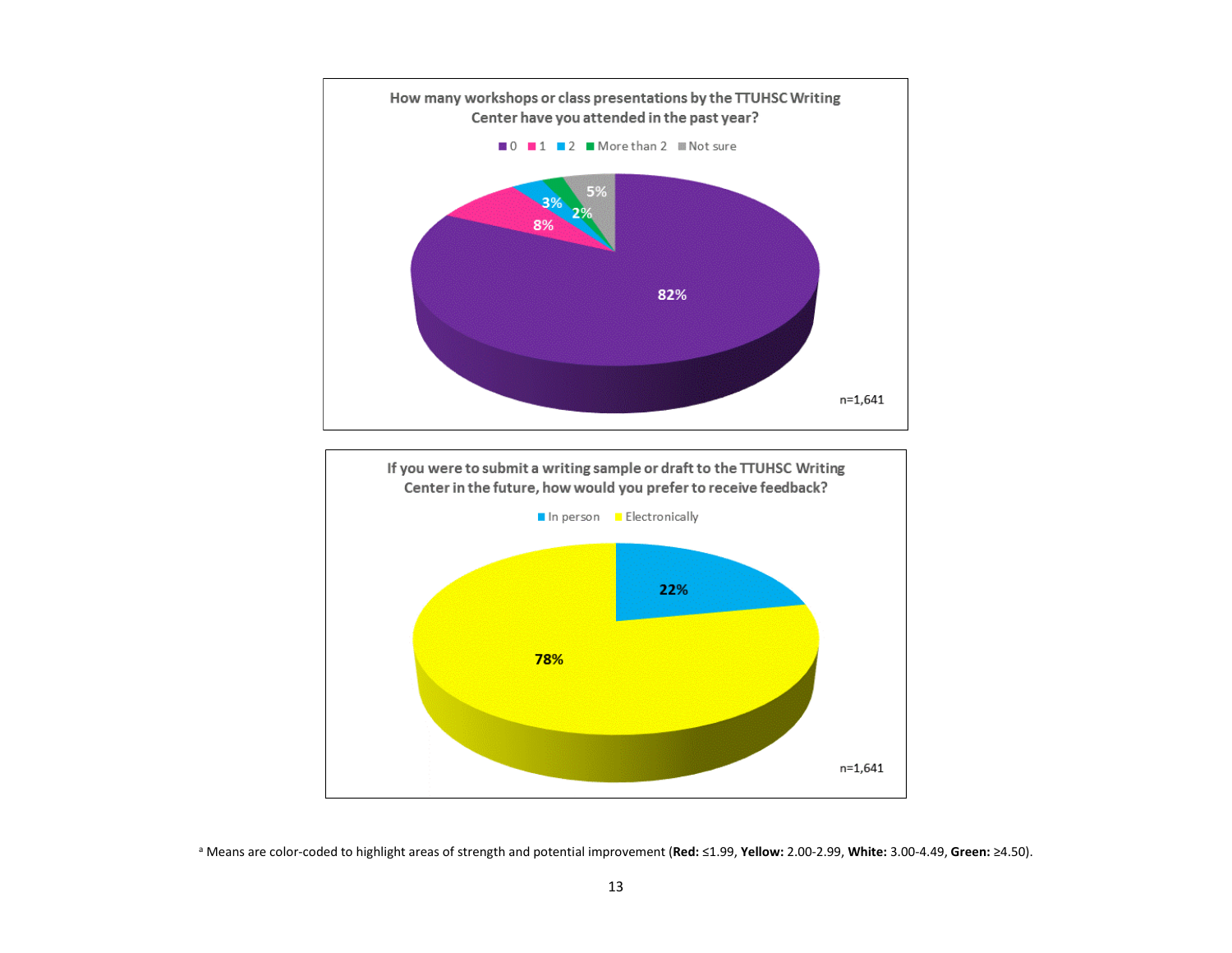**How many workshops or class presentations by the TTUHSC Writing Center have you attended in the past year?**

| Response | Percentage |
| --- | --- |
| 0 | 82% |
| 1 | 8% |
| 2 | 3% |
| More than 2 | 2% |
| Not sure | 5% |

n=1,641

**If you were to submit a writing sample or draft to the TTUHSC Writing Center in the future, how would you prefer to receive feedback?**

| Response | Percentage |
| --- | --- |
| In person | 22% |
| Electronically | 78% |

n=1,641

[a] Means are color-coded to highlight areas of strength and potential improvement (**Red:** ≤1.99, **Yellow:** 2.00-2.99, **White:** 3.00-4.49, **Green:** ≥4.50).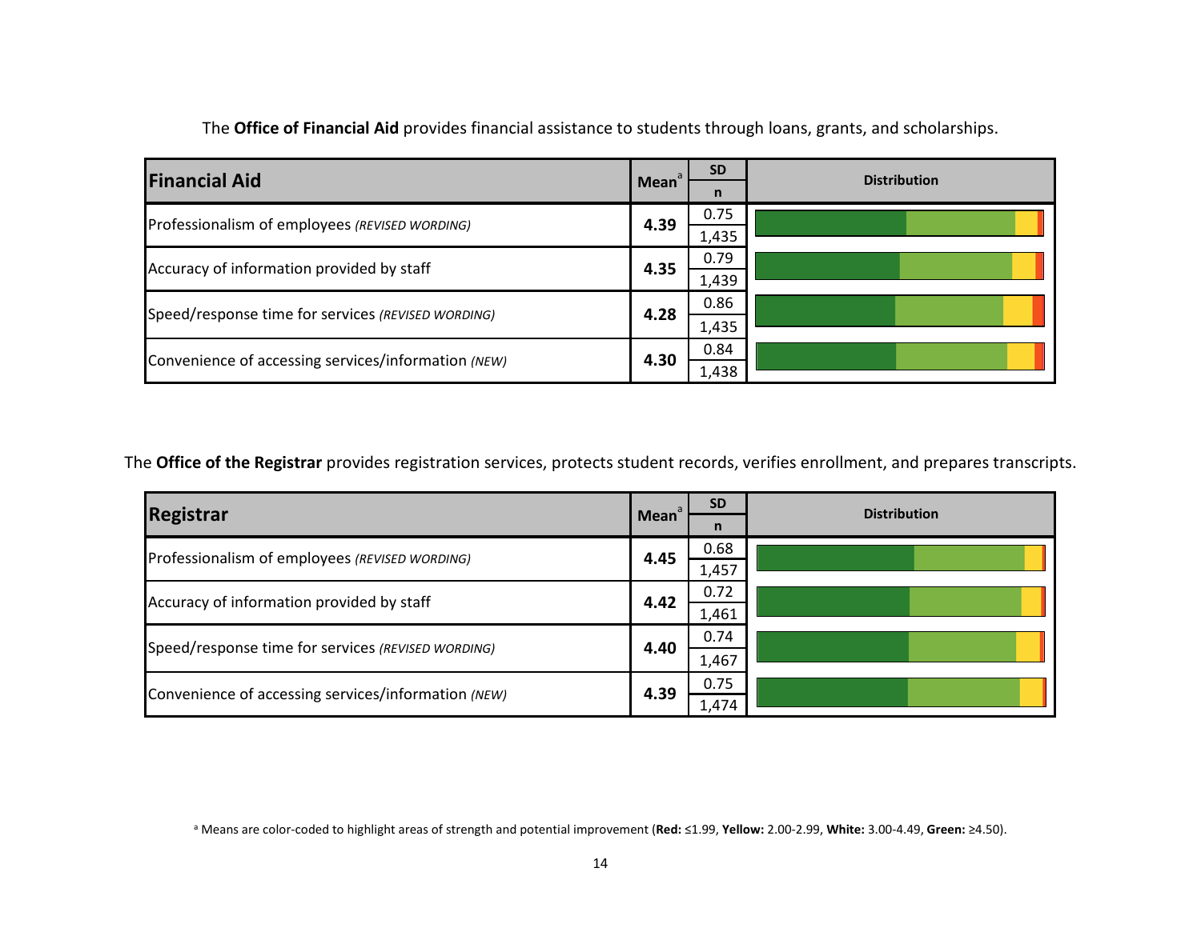The **Office of Financial Aid** provides financial assistance to students through loans, grants, and scholarships.

| Financial Aid | Mean[a] | SD | n | Distribution |
|---|---|---|---|---|
| Professionalism of employees *(REVISED WORDING)* | **4.39** | 0.75 | 1,435 | |
| Accuracy of information provided by staff | **4.35** | 0.79 | 1,439 | |
| Speed/response time for services *(REVISED WORDING)* | **4.28** | 0.86 | 1,435 | |
| Convenience of accessing services/information *(NEW)* | **4.30** | 0.84 | 1,438 | |

The **Office of the Registrar** provides registration services, protects student records, verifies enrollment, and prepares transcripts.

| Registrar | Mean[a] | SD | n | Distribution |
|---|---|---|---|---|
| Professionalism of employees *(REVISED WORDING)* | **4.45** | 0.68 | 1,457 | |
| Accuracy of information provided by staff | **4.42** | 0.72 | 1,461 | |
| Speed/response time for services *(REVISED WORDING)* | **4.40** | 0.74 | 1,467 | |
| Convenience of accessing services/information *(NEW)* | **4.39** | 0.75 | 1,474 | |

[a] Means are color-coded to highlight areas of strength and potential improvement (**Red:** ≤1.99, **Yellow:** 2.00-2.99, **White:** 3.00-4.49, **Green:** ≥4.50).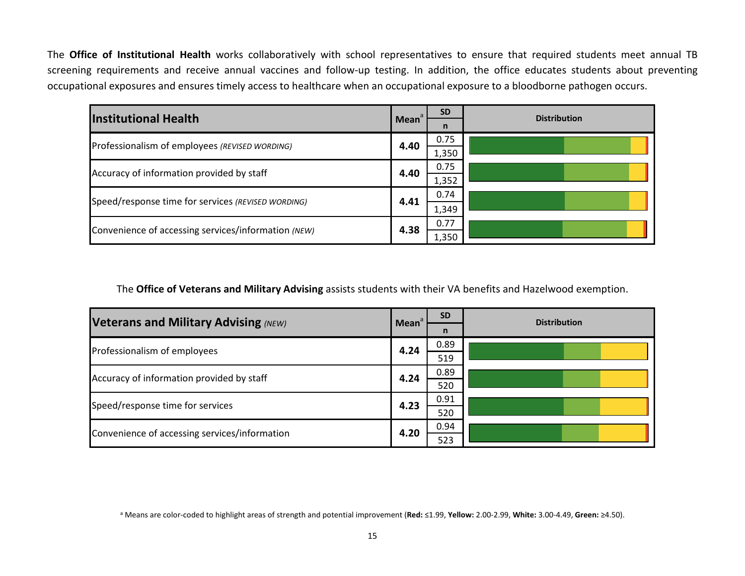The **Office of Institutional Health** works collaboratively with school representatives to ensure that required students meet annual TB screening requirements and receive annual vaccines and follow-up testing. In addition, the office educates students about preventing occupational exposures and ensures timely access to healthcare when an occupational exposure to a bloodborne pathogen occurs.

| Institutional Health | Mean[a] | SD / n | Distribution |
|---|---|---|---|
| Professionalism of employees *(REVISED WORDING)* | **4.40** | 0.75 / 1,350 | |
| Accuracy of information provided by staff | **4.40** | 0.75 / 1,352 | |
| Speed/response time for services *(REVISED WORDING)* | **4.41** | 0.74 / 1,349 | |
| Convenience of accessing services/information *(NEW)* | **4.38** | 0.77 / 1,350 | |

The **Office of Veterans and Military Advising** assists students with their VA benefits and Hazelwood exemption.

| Veterans and Military Advising *(NEW)* | Mean[a] | SD / n | Distribution |
|---|---|---|---|
| Professionalism of employees | **4.24** | 0.89 / 519 | |
| Accuracy of information provided by staff | **4.24** | 0.89 / 520 | |
| Speed/response time for services | **4.23** | 0.91 / 520 | |
| Convenience of accessing services/information | **4.20** | 0.94 / 523 | |

[a] Means are color-coded to highlight areas of strength and potential improvement (**Red:** ≤1.99, **Yellow:** 2.00-2.99, **White:** 3.00-4.49, **Green:** ≥4.50).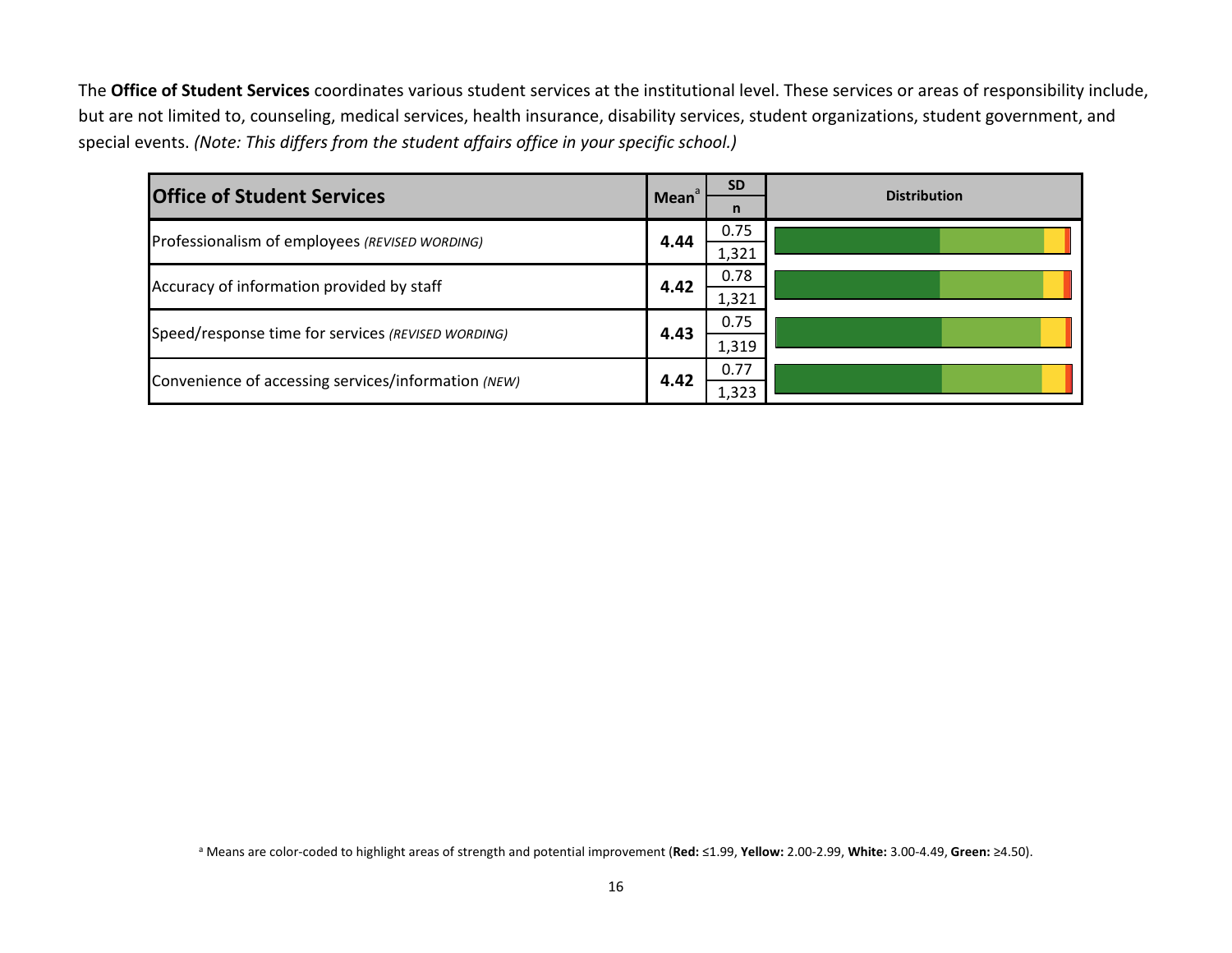The **Office of Student Services** coordinates various student services at the institutional level. These services or areas of responsibility include, but are not limited to, counseling, medical services, health insurance, disability services, student organizations, student government, and special events. *(Note: This differs from the student affairs office in your specific school.)*

| Office of Student Services | Mean[a] | SD / n | Distribution |
|---|---|---|---|
| Professionalism of employees *(REVISED WORDING)* | **4.44** | 0.75 / 1,321 | |
| Accuracy of information provided by staff | **4.42** | 0.78 / 1,321 | |
| Speed/response time for services *(REVISED WORDING)* | **4.43** | 0.75 / 1,319 | |
| Convenience of accessing services/information *(NEW)* | **4.42** | 0.77 / 1,323 | |

[a] Means are color-coded to highlight areas of strength and potential improvement (**Red:** ≤1.99, **Yellow:** 2.00-2.99, **White:** 3.00-4.49, **Green:** ≥4.50).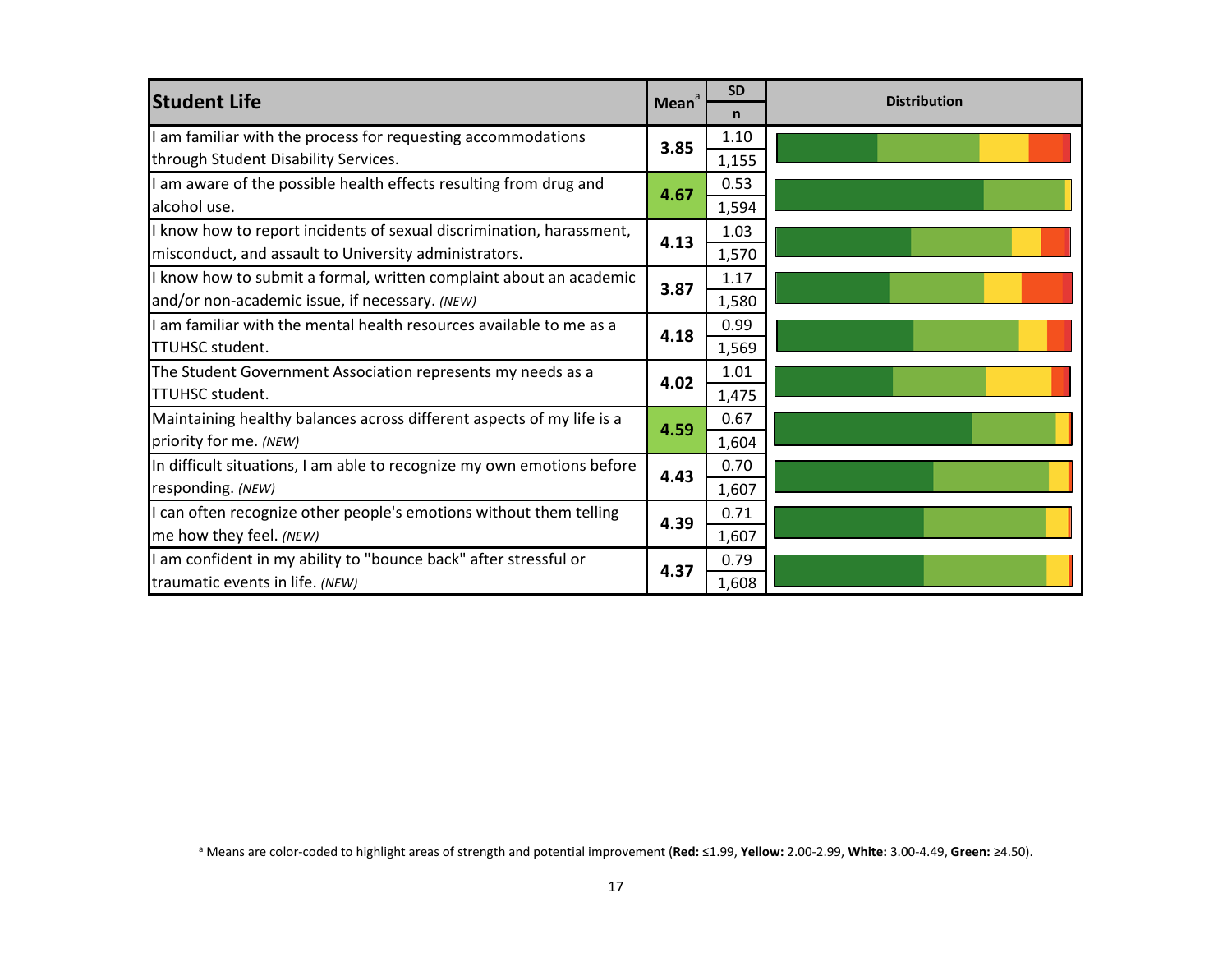| Student Life | Mean[a] | SD | n | Distribution |
| --- | --- | --- | --- | --- |
| I am familiar with the process for requesting accommodations through Student Disability Services. | 3.85 | 1.10 | 1,155 | |
| I am aware of the possible health effects resulting from drug and alcohol use. | 4.67 | 0.53 | 1,594 | |
| I know how to report incidents of sexual discrimination, harassment, misconduct, and assault to University administrators. | 4.13 | 1.03 | 1,570 | |
| I know how to submit a formal, written complaint about an academic and/or non-academic issue, if necessary. *(NEW)* | 3.87 | 1.17 | 1,580 | |
| I am familiar with the mental health resources available to me as a TTUHSC student. | 4.18 | 0.99 | 1,569 | |
| The Student Government Association represents my needs as a TTUHSC student. | 4.02 | 1.01 | 1,475 | |
| Maintaining healthy balances across different aspects of my life is a priority for me. *(NEW)* | 4.59 | 0.67 | 1,604 | |
| In difficult situations, I am able to recognize my own emotions before responding. *(NEW)* | 4.43 | 0.70 | 1,607 | |
| I can often recognize other people's emotions without them telling me how they feel. *(NEW)* | 4.39 | 0.71 | 1,607 | |
| I am confident in my ability to "bounce back" after stressful or traumatic events in life. *(NEW)* | 4.37 | 0.79 | 1,608 | |

[a] Means are color-coded to highlight areas of strength and potential improvement (**Red:** ≤1.99, **Yellow:** 2.00-2.99, **White:** 3.00-4.49, **Green:** ≥4.50).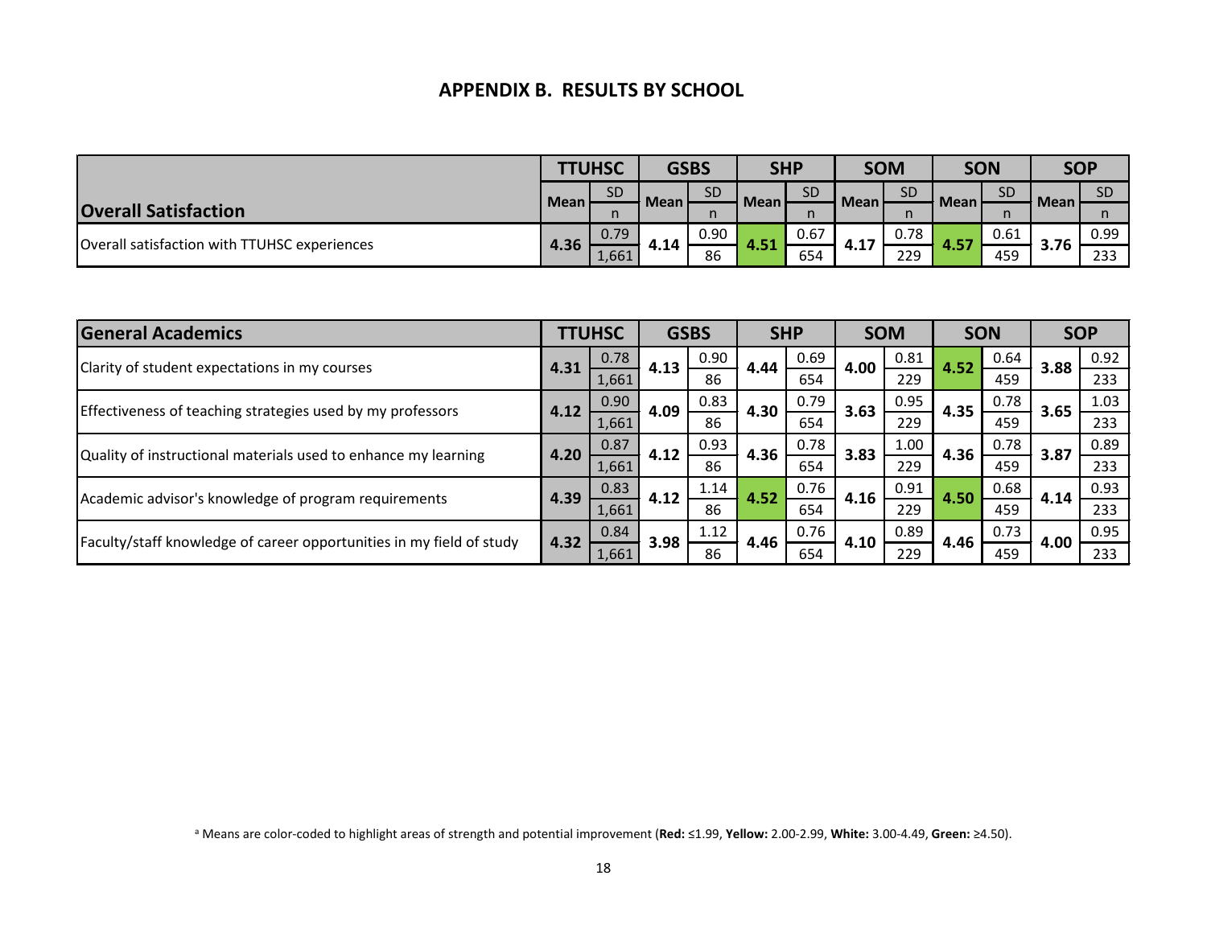## APPENDIX B. RESULTS BY SCHOOL

| Overall Satisfaction | TTUHSC | | GSBS | | SHP | | SOM | | SON | | SOP | |
|---|---|---|---|---|---|---|---|---|---|---|---|---|
| | Mean | SD / n | Mean | SD / n | Mean | SD / n | Mean | SD / n | Mean | SD / n | Mean | SD / n |
| Overall satisfaction with TTUHSC experiences | **4.36** | 0.79 / 1,661 | **4.14** | 0.90 / 86 | **4.51** | 0.67 / 654 | **4.17** | 0.78 / 229 | **4.57** | 0.61 / 459 | **3.76** | 0.99 / 233 |

| General Academics | TTUHSC | | GSBS | | SHP | | SOM | | SON | | SOP | |
|---|---|---|---|---|---|---|---|---|---|---|---|---|
| | Mean | SD / n | Mean | SD / n | Mean | SD / n | Mean | SD / n | Mean | SD / n | Mean | SD / n |
| Clarity of student expectations in my courses | **4.31** | 0.78 / 1,661 | **4.13** | 0.90 / 86 | **4.44** | 0.69 / 654 | **4.00** | 0.81 / 229 | **4.52** | 0.64 / 459 | **3.88** | 0.92 / 233 |
| Effectiveness of teaching strategies used by my professors | **4.12** | 0.90 / 1,661 | **4.09** | 0.83 / 86 | **4.30** | 0.79 / 654 | **3.63** | 0.95 / 229 | **4.35** | 0.78 / 459 | **3.65** | 1.03 / 233 |
| Quality of instructional materials used to enhance my learning | **4.20** | 0.87 / 1,661 | **4.12** | 0.93 / 86 | **4.36** | 0.78 / 654 | **3.83** | 1.00 / 229 | **4.36** | 0.78 / 459 | **3.87** | 0.89 / 233 |
| Academic advisor's knowledge of program requirements | **4.39** | 0.83 / 1,661 | **4.12** | 1.14 / 86 | **4.52** | 0.76 / 654 | **4.16** | 0.91 / 229 | **4.50** | 0.68 / 459 | **4.14** | 0.93 / 233 |
| Faculty/staff knowledge of career opportunities in my field of study | **4.32** | 0.84 / 1,661 | **3.98** | 1.12 / 86 | **4.46** | 0.76 / 654 | **4.10** | 0.89 / 229 | **4.46** | 0.73 / 459 | **4.00** | 0.95 / 233 |

[a] Means are color-coded to highlight areas of strength and potential improvement (**Red:** ≤1.99, **Yellow:** 2.00-2.99, **White:** 3.00-4.49, **Green:** ≥4.50).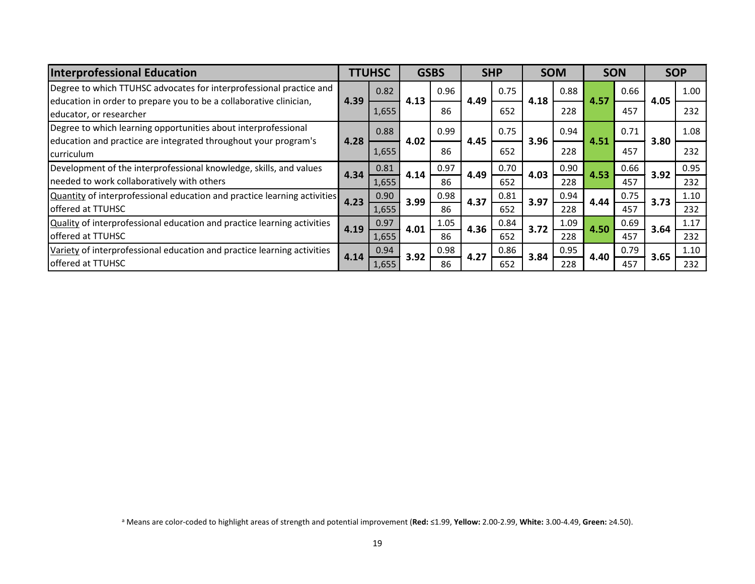| Interprofessional Education | TTUHSC | | GSBS | | SHP | | SOM | | SON | | SOP | |
|---|---|---|---|---|---|---|---|---|---|---|---|---|
| Degree to which TTUHSC advocates for interprofessional practice and education in order to prepare you to be a collaborative clinician, educator, or researcher | 4.39 | 0.82 / 1,655 | 4.13 | 0.96 / 86 | 4.49 | 0.75 / 652 | 4.18 | 0.88 / 228 | 4.57 | 0.66 / 457 | 4.05 | 1.00 / 232 |
| Degree to which learning opportunities about interprofessional education and practice are integrated throughout your program's curriculum | 4.28 | 0.88 / 1,655 | 4.02 | 0.99 / 86 | 4.45 | 0.75 / 652 | 3.96 | 0.94 / 228 | 4.51 | 0.71 / 457 | 3.80 | 1.08 / 232 |
| Development of the interprofessional knowledge, skills, and values needed to work collaboratively with others | 4.34 | 0.81 / 1,655 | 4.14 | 0.97 / 86 | 4.49 | 0.70 / 652 | 4.03 | 0.90 / 228 | 4.53 | 0.66 / 457 | 3.92 | 0.95 / 232 |
| Quantity of interprofessional education and practice learning activities offered at TTUHSC | 4.23 | 0.90 / 1,655 | 3.99 | 0.98 / 86 | 4.37 | 0.81 / 652 | 3.97 | 0.94 / 228 | 4.44 | 0.75 / 457 | 3.73 | 1.10 / 232 |
| Quality of interprofessional education and practice learning activities offered at TTUHSC | 4.19 | 0.97 / 1,655 | 4.01 | 1.05 / 86 | 4.36 | 0.84 / 652 | 3.72 | 1.09 / 228 | 4.50 | 0.69 / 457 | 3.64 | 1.17 / 232 |
| Variety of interprofessional education and practice learning activities offered at TTUHSC | 4.14 | 0.94 / 1,655 | 3.92 | 0.98 / 86 | 4.27 | 0.86 / 652 | 3.84 | 0.95 / 228 | 4.40 | 0.79 / 457 | 3.65 | 1.10 / 232 |

[a] Means are color-coded to highlight areas of strength and potential improvement (**Red:** ≤1.99, **Yellow:** 2.00-2.99, **White:** 3.00-4.49, **Green:** ≥4.50).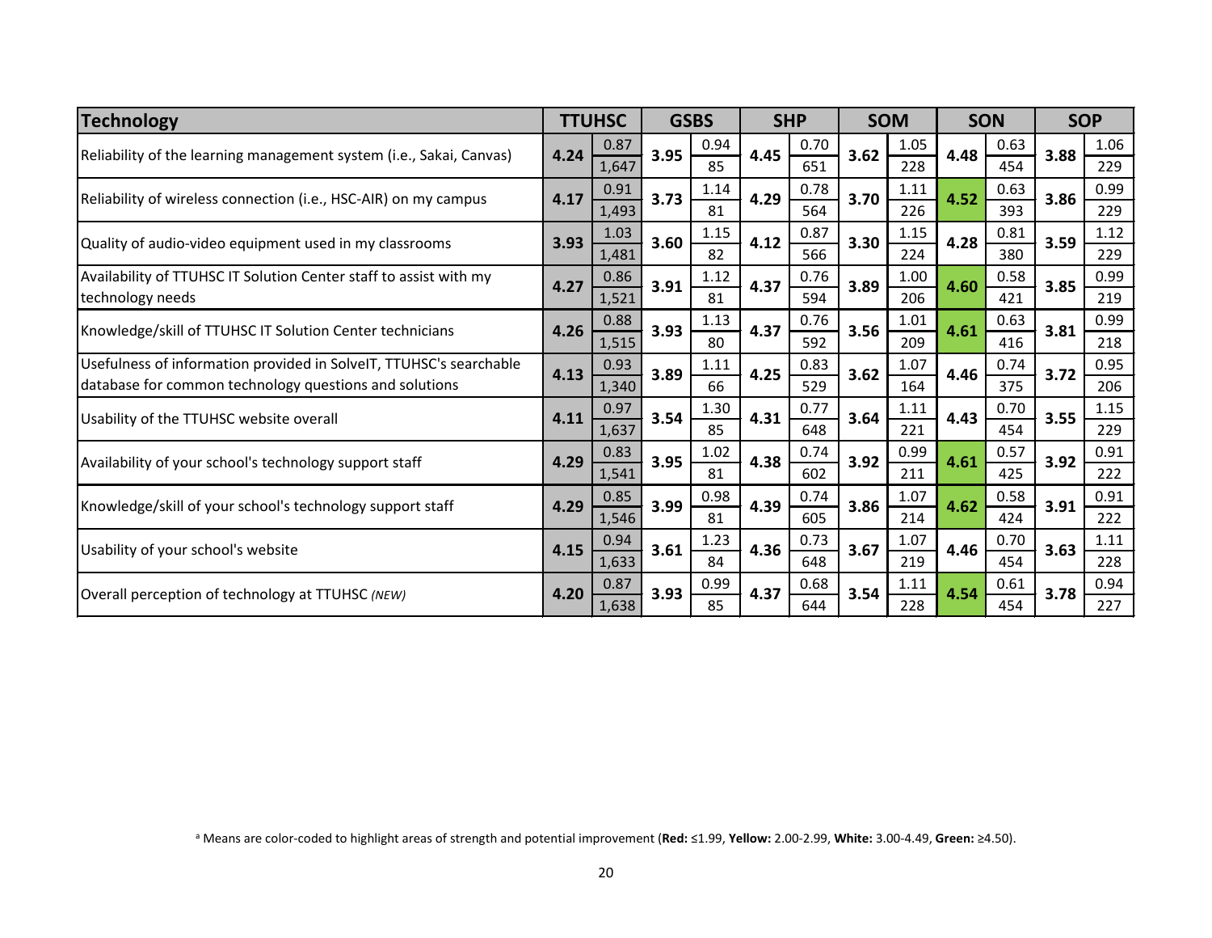| Technology | TTUHSC | | GSBS | | SHP | | SOM | | SON | | SOP | |
|---|---|---|---|---|---|---|---|---|---|---|---|---|
| Reliability of the learning management system (i.e., Sakai, Canvas) | **4.24** | 0.87 / 1,647 | **3.95** | 0.94 / 85 | **4.45** | 0.70 / 651 | **3.62** | 1.05 / 228 | **4.48** | 0.63 / 454 | **3.88** | 1.06 / 229 |
| Reliability of wireless connection (i.e., HSC-AIR) on my campus | **4.17** | 0.91 / 1,493 | **3.73** | 1.14 / 81 | **4.29** | 0.78 / 564 | **3.70** | 1.11 / 226 | **4.52** | 0.63 / 393 | **3.86** | 0.99 / 229 |
| Quality of audio-video equipment used in my classrooms | **3.93** | 1.03 / 1,481 | **3.60** | 1.15 / 82 | **4.12** | 0.87 / 566 | **3.30** | 1.15 / 224 | **4.28** | 0.81 / 380 | **3.59** | 1.12 / 229 |
| Availability of TTUHSC IT Solution Center staff to assist with my technology needs | **4.27** | 0.86 / 1,521 | **3.91** | 1.12 / 81 | **4.37** | 0.76 / 594 | **3.89** | 1.00 / 206 | **4.60** | 0.58 / 421 | **3.85** | 0.99 / 219 |
| Knowledge/skill of TTUHSC IT Solution Center technicians | **4.26** | 0.88 / 1,515 | **3.93** | 1.13 / 80 | **4.37** | 0.76 / 592 | **3.56** | 1.01 / 209 | **4.61** | 0.63 / 416 | **3.81** | 0.99 / 218 |
| Usefulness of information provided in SolveIT, TTUHSC's searchable database for common technology questions and solutions | **4.13** | 0.93 / 1,340 | **3.89** | 1.11 / 66 | **4.25** | 0.83 / 529 | **3.62** | 1.07 / 164 | **4.46** | 0.74 / 375 | **3.72** | 0.95 / 206 |
| Usability of the TTUHSC website overall | **4.11** | 0.97 / 1,637 | **3.54** | 1.30 / 85 | **4.31** | 0.77 / 648 | **3.64** | 1.11 / 221 | **4.43** | 0.70 / 454 | **3.55** | 1.15 / 229 |
| Availability of your school's technology support staff | **4.29** | 0.83 / 1,541 | **3.95** | 1.02 / 81 | **4.38** | 0.74 / 602 | **3.92** | 0.99 / 211 | **4.61** | 0.57 / 425 | **3.92** | 0.91 / 222 |
| Knowledge/skill of your school's technology support staff | **4.29** | 0.85 / 1,546 | **3.99** | 0.98 / 81 | **4.39** | 0.74 / 605 | **3.86** | 1.07 / 214 | **4.62** | 0.58 / 424 | **3.91** | 0.91 / 222 |
| Usability of your school's website | **4.15** | 0.94 / 1,633 | **3.61** | 1.23 / 84 | **4.36** | 0.73 / 648 | **3.67** | 1.07 / 219 | **4.46** | 0.70 / 454 | **3.63** | 1.11 / 228 |
| Overall perception of technology at TTUHSC *(NEW)* | **4.20** | 0.87 / 1,638 | **3.93** | 0.99 / 85 | **4.37** | 0.68 / 644 | **3.54** | 1.11 / 228 | **4.54** | 0.61 / 454 | **3.78** | 0.94 / 227 |

[a] Means are color-coded to highlight areas of strength and potential improvement (**Red:** ≤1.99, **Yellow:** 2.00-2.99, **White:** 3.00-4.49, **Green:** ≥4.50).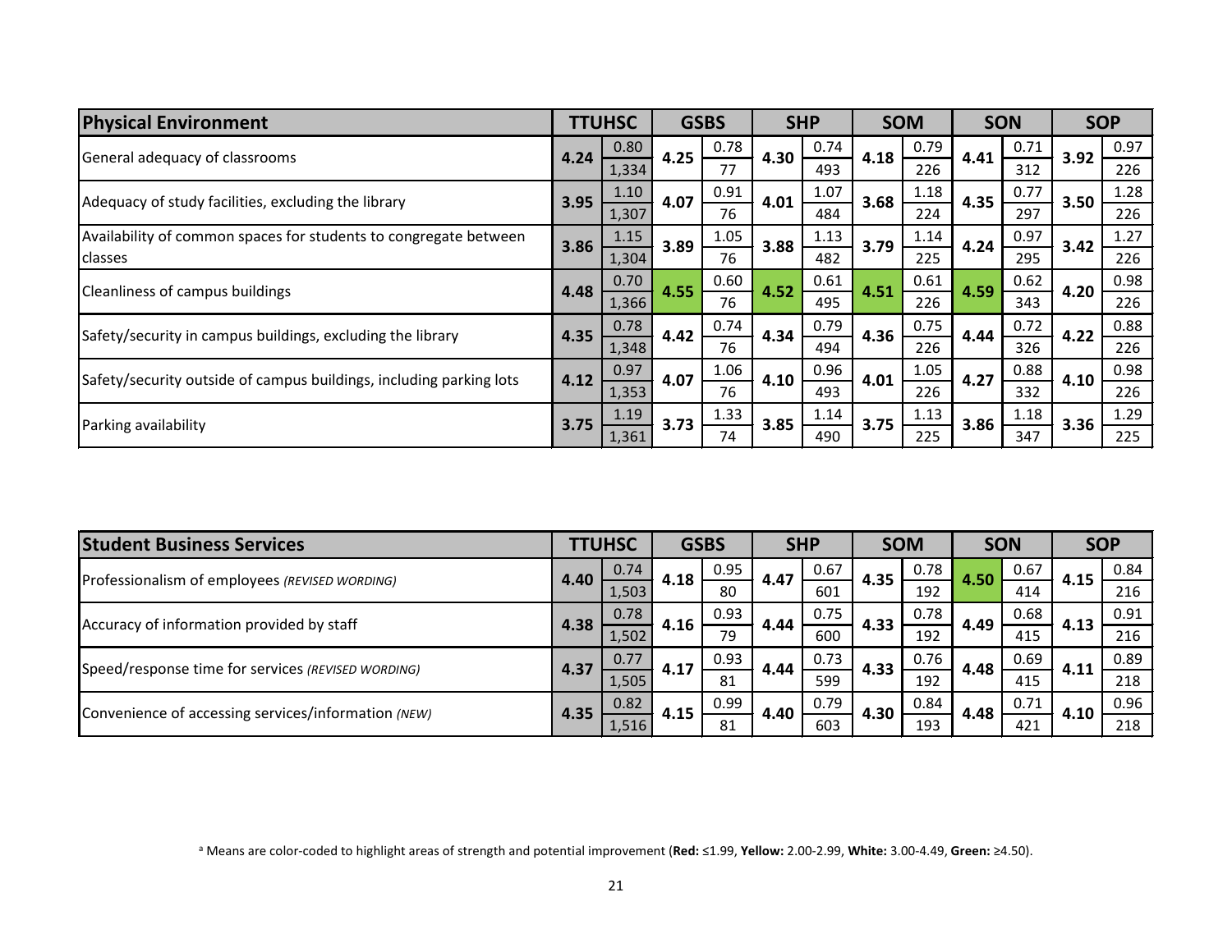| Physical Environment | TTUHSC | | GSBS | | SHP | | SOM | | SON | | SOP | |
|---|---|---|---|---|---|---|---|---|---|---|---|---|
| General adequacy of classrooms | **4.24** | 0.80 / 1,334 | **4.25** | 0.78 / 77 | **4.30** | 0.74 / 493 | **4.18** | 0.79 / 226 | **4.41** | 0.71 / 312 | **3.92** | 0.97 / 226 |
| Adequacy of study facilities, excluding the library | **3.95** | 1.10 / 1,307 | **4.07** | 0.91 / 76 | **4.01** | 1.07 / 484 | **3.68** | 1.18 / 224 | **4.35** | 0.77 / 297 | **3.50** | 1.28 / 226 |
| Availability of common spaces for students to congregate between classes | **3.86** | 1.15 / 1,304 | **3.89** | 1.05 / 76 | **3.88** | 1.13 / 482 | **3.79** | 1.14 / 225 | **4.24** | 0.97 / 295 | **3.42** | 1.27 / 226 |
| Cleanliness of campus buildings | **4.48** | 0.70 / 1,366 | **4.55** | 0.60 / 76 | **4.52** | 0.61 / 495 | **4.51** | 0.61 / 226 | **4.59** | 0.62 / 343 | **4.20** | 0.98 / 226 |
| Safety/security in campus buildings, excluding the library | **4.35** | 0.78 / 1,348 | **4.42** | 0.74 / 76 | **4.34** | 0.79 / 494 | **4.36** | 0.75 / 226 | **4.44** | 0.72 / 326 | **4.22** | 0.88 / 226 |
| Safety/security outside of campus buildings, including parking lots | **4.12** | 0.97 / 1,353 | **4.07** | 1.06 / 76 | **4.10** | 0.96 / 493 | **4.01** | 1.05 / 226 | **4.27** | 0.88 / 332 | **4.10** | 0.98 / 226 |
| Parking availability | **3.75** | 1.19 / 1,361 | **3.73** | 1.33 / 74 | **3.85** | 1.14 / 490 | **3.75** | 1.13 / 225 | **3.86** | 1.18 / 347 | **3.36** | 1.29 / 225 |

| Student Business Services | TTUHSC | | GSBS | | SHP | | SOM | | SON | | SOP | |
|---|---|---|---|---|---|---|---|---|---|---|---|---|
| Professionalism of employees *(REVISED WORDING)* | **4.40** | 0.74 / 1,503 | **4.18** | 0.95 / 80 | **4.47** | 0.67 / 601 | **4.35** | 0.78 / 192 | **4.50** | 0.67 / 414 | **4.15** | 0.84 / 216 |
| Accuracy of information provided by staff | **4.38** | 0.78 / 1,502 | **4.16** | 0.93 / 79 | **4.44** | 0.75 / 600 | **4.33** | 0.78 / 192 | **4.49** | 0.68 / 415 | **4.13** | 0.91 / 216 |
| Speed/response time for services *(REVISED WORDING)* | **4.37** | 0.77 / 1,505 | **4.17** | 0.93 / 81 | **4.44** | 0.73 / 599 | **4.33** | 0.76 / 192 | **4.48** | 0.69 / 415 | **4.11** | 0.89 / 218 |
| Convenience of accessing services/information *(NEW)* | **4.35** | 0.82 / 1,516 | **4.15** | 0.99 / 81 | **4.40** | 0.79 / 603 | **4.30** | 0.84 / 193 | **4.48** | 0.71 / 421 | **4.10** | 0.96 / 218 |

[a] Means are color-coded to highlight areas of strength and potential improvement (**Red:** ≤1.99, **Yellow:** 2.00-2.99, **White:** 3.00-4.49, **Green:** ≥4.50).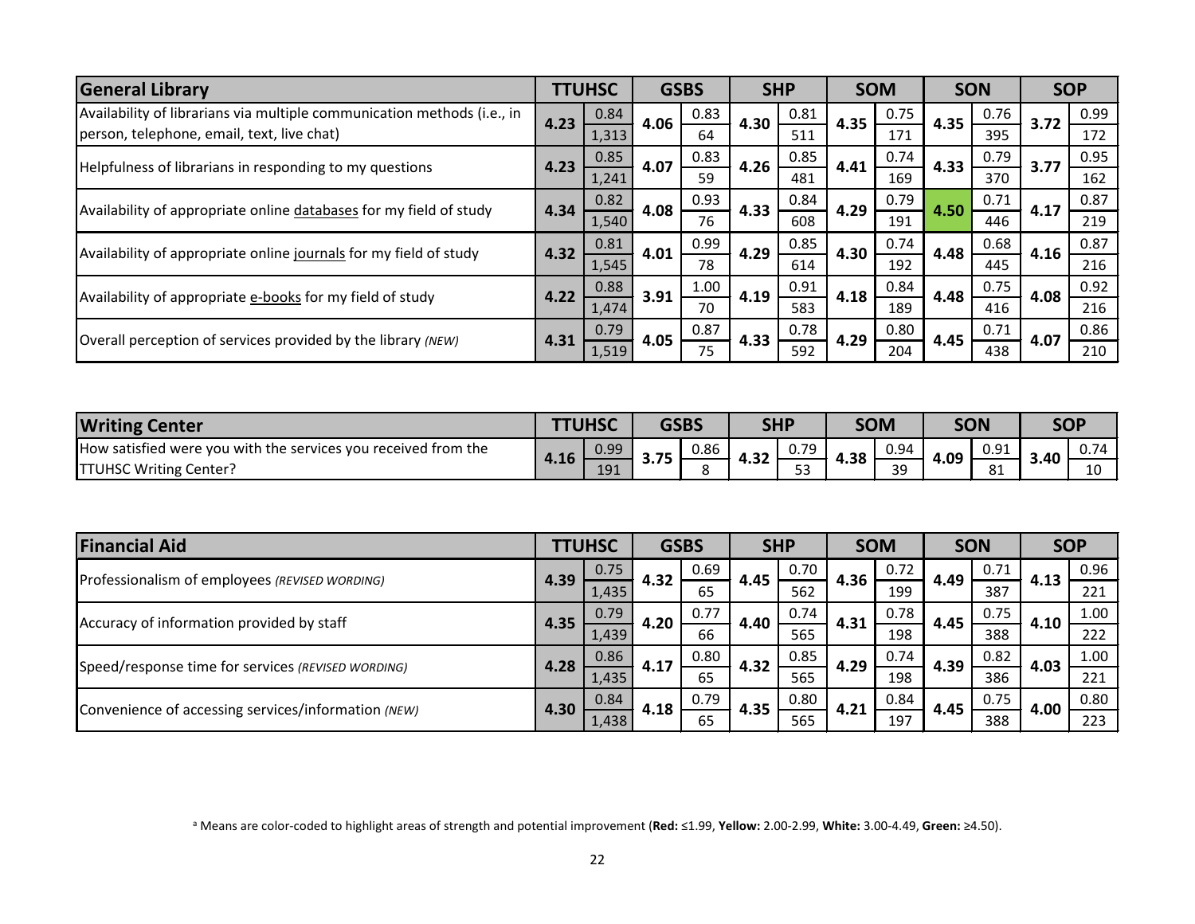| General Library | TTUHSC | | GSBS | | SHP | | SOM | | SON | | SOP | |
|---|---|---|---|---|---|---|---|---|---|---|---|---|
| Availability of librarians via multiple communication methods (i.e., in person, telephone, email, text, live chat) | 4.23 | 0.84 / 1,313 | 4.06 | 0.83 / 64 | 4.30 | 0.81 / 511 | 4.35 | 0.75 / 171 | 4.35 | 0.76 / 395 | 3.72 | 0.99 / 172 |
| Helpfulness of librarians in responding to my questions | 4.23 | 0.85 / 1,241 | 4.07 | 0.83 / 59 | 4.26 | 0.85 / 481 | 4.41 | 0.74 / 169 | 4.33 | 0.79 / 370 | 3.77 | 0.95 / 162 |
| Availability of appropriate online databases for my field of study | 4.34 | 0.82 / 1,540 | 4.08 | 0.93 / 76 | 4.33 | 0.84 / 608 | 4.29 | 0.79 / 191 | 4.50 | 0.71 / 446 | 4.17 | 0.87 / 219 |
| Availability of appropriate online journals for my field of study | 4.32 | 0.81 / 1,545 | 4.01 | 0.99 / 78 | 4.29 | 0.85 / 614 | 4.30 | 0.74 / 192 | 4.48 | 0.68 / 445 | 4.16 | 0.87 / 216 |
| Availability of appropriate e-books for my field of study | 4.22 | 0.88 / 1,474 | 3.91 | 1.00 / 70 | 4.19 | 0.91 / 583 | 4.18 | 0.84 / 189 | 4.48 | 0.75 / 416 | 4.08 | 0.92 / 216 |
| Overall perception of services provided by the library *(NEW)* | 4.31 | 0.79 / 1,519 | 4.05 | 0.87 / 75 | 4.33 | 0.78 / 592 | 4.29 | 0.80 / 204 | 4.45 | 0.71 / 438 | 4.07 | 0.86 / 210 |

| Writing Center | TTUHSC | | GSBS | | SHP | | SOM | | SON | | SOP | |
|---|---|---|---|---|---|---|---|---|---|---|---|---|
| How satisfied were you with the services you received from the TTUHSC Writing Center? | 4.16 | 0.99 / 191 | 3.75 | 0.86 / 8 | 4.32 | 0.79 / 53 | 4.38 | 0.94 / 39 | 4.09 | 0.91 / 81 | 3.40 | 0.74 / 10 |

| Financial Aid | TTUHSC | | GSBS | | SHP | | SOM | | SON | | SOP | |
|---|---|---|---|---|---|---|---|---|---|---|---|---|
| Professionalism of employees *(REVISED WORDING)* | 4.39 | 0.75 / 1,435 | 4.32 | 0.69 / 65 | 4.45 | 0.70 / 562 | 4.36 | 0.72 / 199 | 4.49 | 0.71 / 387 | 4.13 | 0.96 / 221 |
| Accuracy of information provided by staff | 4.35 | 0.79 / 1,439 | 4.20 | 0.77 / 66 | 4.40 | 0.74 / 565 | 4.31 | 0.78 / 198 | 4.45 | 0.75 / 388 | 4.10 | 1.00 / 222 |
| Speed/response time for services *(REVISED WORDING)* | 4.28 | 0.86 / 1,435 | 4.17 | 0.80 / 65 | 4.32 | 0.85 / 565 | 4.29 | 0.74 / 198 | 4.39 | 0.82 / 386 | 4.03 | 1.00 / 221 |
| Convenience of accessing services/information *(NEW)* | 4.30 | 0.84 / 1,438 | 4.18 | 0.79 / 65 | 4.35 | 0.80 / 565 | 4.21 | 0.84 / 197 | 4.45 | 0.75 / 388 | 4.00 | 0.80 / 223 |

[a] Means are color-coded to highlight areas of strength and potential improvement (**Red:** ≤1.99, **Yellow:** 2.00-2.99, **White:** 3.00-4.49, **Green:** ≥4.50).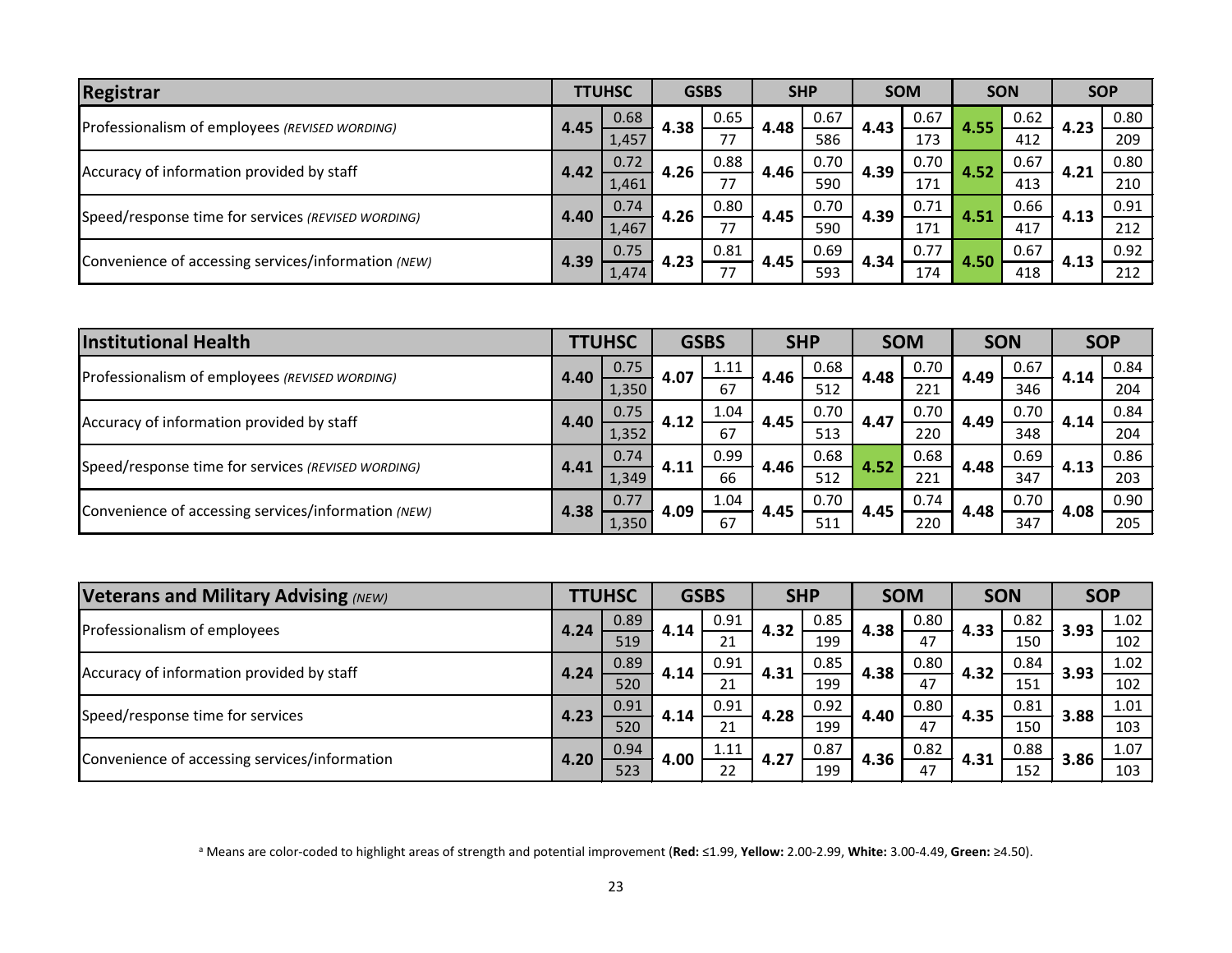| Registrar | TTUHSC | | | GSBS | | | SHP | | | SOM | | | SON | | | SOP | | |
|---|---|---|---|---|---|---|---|---|---|---|---|---|---|---|---|---|---|---|
| | Mean | SD | N | Mean | SD | N | Mean | SD | N | Mean | SD | N | Mean | SD | N | Mean | SD | N |
| Professionalism of employees *(REVISED WORDING)* | **4.45** | 0.68 | 1,457 | **4.38** | 0.65 | 77 | **4.48** | 0.67 | 586 | **4.43** | 0.67 | 173 | **4.55** | 0.62 | 412 | **4.23** | 0.80 | 209 |
| Accuracy of information provided by staff | **4.42** | 0.72 | 1,461 | **4.26** | 0.88 | 77 | **4.46** | 0.70 | 590 | **4.39** | 0.70 | 171 | **4.52** | 0.67 | 413 | **4.21** | 0.80 | 210 |
| Speed/response time for services *(REVISED WORDING)* | **4.40** | 0.74 | 1,467 | **4.26** | 0.80 | 77 | **4.45** | 0.70 | 590 | **4.39** | 0.71 | 171 | **4.51** | 0.66 | 417 | **4.13** | 0.91 | 212 |
| Convenience of accessing services/information *(NEW)* | **4.39** | 0.75 | 1,474 | **4.23** | 0.81 | 77 | **4.45** | 0.69 | 593 | **4.34** | 0.77 | 174 | **4.50** | 0.67 | 418 | **4.13** | 0.92 | 212 |

| Institutional Health | TTUHSC | | | GSBS | | | SHP | | | SOM | | | SON | | | SOP | | |
|---|---|---|---|---|---|---|---|---|---|---|---|---|---|---|---|---|---|---|
| | Mean | SD | N | Mean | SD | N | Mean | SD | N | Mean | SD | N | Mean | SD | N | Mean | SD | N |
| Professionalism of employees *(REVISED WORDING)* | **4.40** | 0.75 | 1,350 | **4.07** | 1.11 | 67 | **4.46** | 0.68 | 512 | **4.48** | 0.70 | 221 | **4.49** | 0.67 | 346 | **4.14** | 0.84 | 204 |
| Accuracy of information provided by staff | **4.40** | 0.75 | 1,352 | **4.12** | 1.04 | 67 | **4.45** | 0.70 | 513 | **4.47** | 0.70 | 220 | **4.49** | 0.70 | 348 | **4.14** | 0.84 | 204 |
| Speed/response time for services *(REVISED WORDING)* | **4.41** | 0.74 | 1,349 | **4.11** | 0.99 | 66 | **4.46** | 0.68 | 512 | **4.52** | 0.68 | 221 | **4.48** | 0.69 | 347 | **4.13** | 0.86 | 203 |
| Convenience of accessing services/information *(NEW)* | **4.38** | 0.77 | 1,350 | **4.09** | 1.04 | 67 | **4.45** | 0.70 | 511 | **4.45** | 0.74 | 220 | **4.48** | 0.70 | 347 | **4.08** | 0.90 | 205 |

| Veterans and Military Advising *(NEW)* | TTUHSC | | | GSBS | | | SHP | | | SOM | | | SON | | | SOP | | |
|---|---|---|---|---|---|---|---|---|---|---|---|---|---|---|---|---|---|---|
| | Mean | SD | N | Mean | SD | N | Mean | SD | N | Mean | SD | N | Mean | SD | N | Mean | SD | N |
| Professionalism of employees | **4.24** | 0.89 | 519 | **4.14** | 0.91 | 21 | **4.32** | 0.85 | 199 | **4.38** | 0.80 | 47 | **4.33** | 0.82 | 150 | **3.93** | 1.02 | 102 |
| Accuracy of information provided by staff | **4.24** | 0.89 | 520 | **4.14** | 0.91 | 21 | **4.31** | 0.85 | 199 | **4.38** | 0.80 | 47 | **4.32** | 0.84 | 151 | **3.93** | 1.02 | 102 |
| Speed/response time for services | **4.23** | 0.91 | 520 | **4.14** | 0.91 | 21 | **4.28** | 0.92 | 199 | **4.40** | 0.80 | 47 | **4.35** | 0.81 | 150 | **3.88** | 1.01 | 103 |
| Convenience of accessing services/information | **4.20** | 0.94 | 523 | **4.00** | 1.11 | 22 | **4.27** | 0.87 | 199 | **4.36** | 0.82 | 47 | **4.31** | 0.88 | 152 | **3.86** | 1.07 | 103 |

[a] Means are color-coded to highlight areas of strength and potential improvement (**Red:** ≤1.99, **Yellow:** 2.00-2.99, **White:** 3.00-4.49, **Green:** ≥4.50).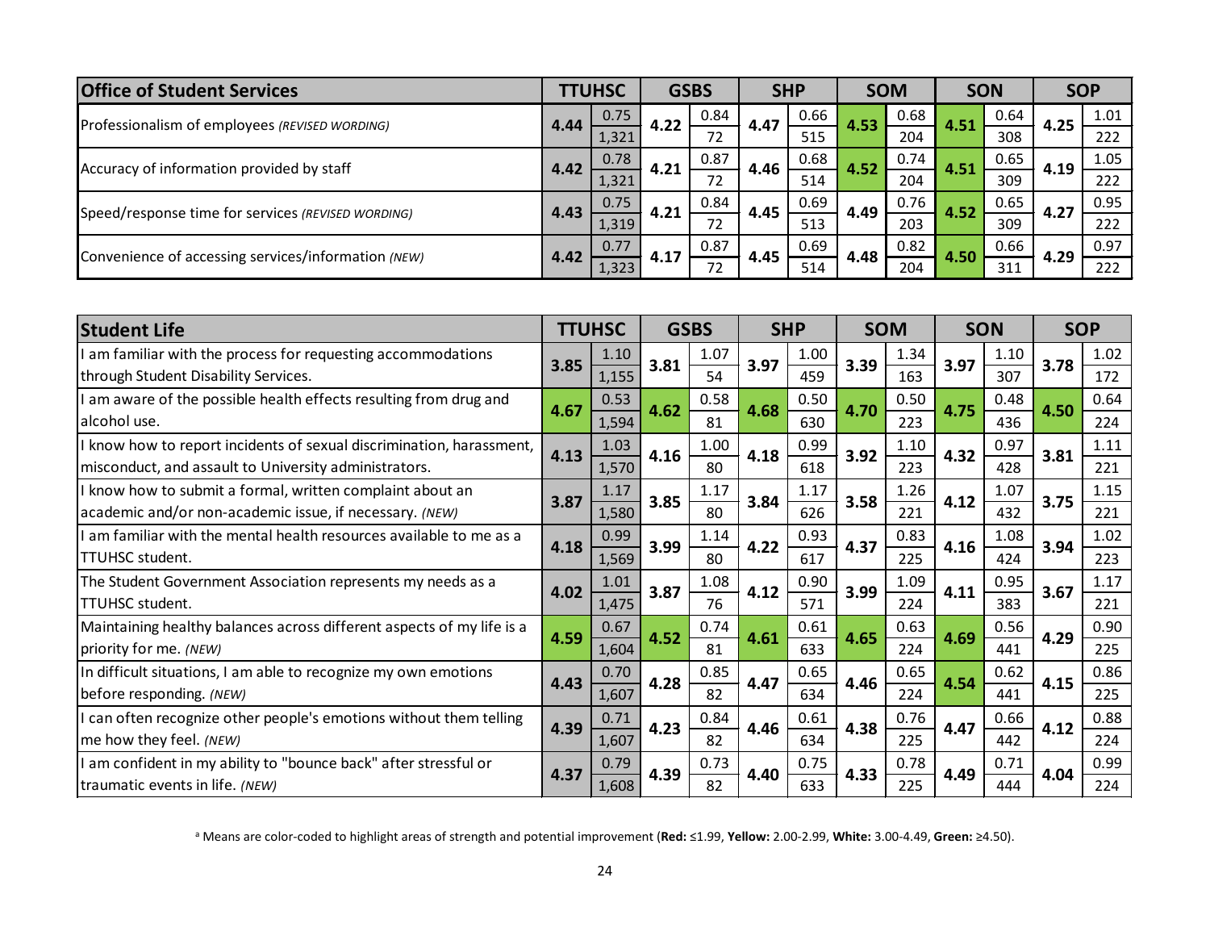| Office of Student Services | TTUHSC | | GSBS | | SHP | | SOM | | SON | | SOP | |
|---|---|---|---|---|---|---|---|---|---|---|---|---|
| Professionalism of employees *(REVISED WORDING)* | 4.44 | 0.75 | 4.22 | 0.84 | 4.47 | 0.66 | 4.53 | 0.68 | 4.51 | 0.64 | 4.25 | 1.01 |
| | | 1,321 | | 72 | | 515 | | 204 | | 308 | | 222 |
| Accuracy of information provided by staff | 4.42 | 0.78 | 4.21 | 0.87 | 4.46 | 0.68 | 4.52 | 0.74 | 4.51 | 0.65 | 4.19 | 1.05 |
| | | 1,321 | | 72 | | 514 | | 204 | | 309 | | 222 |
| Speed/response time for services *(REVISED WORDING)* | 4.43 | 0.75 | 4.21 | 0.84 | 4.45 | 0.69 | 4.49 | 0.76 | 4.52 | 0.65 | 4.27 | 0.95 |
| | | 1,319 | | 72 | | 513 | | 203 | | 309 | | 222 |
| Convenience of accessing services/information *(NEW)* | 4.42 | 0.77 | 4.17 | 0.87 | 4.45 | 0.69 | 4.48 | 0.82 | 4.50 | 0.66 | 4.29 | 0.97 |
| | | 1,323 | | 72 | | 514 | | 204 | | 311 | | 222 |

| Student Life | TTUHSC | | GSBS | | SHP | | SOM | | SON | | SOP | |
|---|---|---|---|---|---|---|---|---|---|---|---|---|
| I am familiar with the process for requesting accommodations through Student Disability Services. | 3.85 | 1.10 | 3.81 | 1.07 | 3.97 | 1.00 | 3.39 | 1.34 | 3.97 | 1.10 | 3.78 | 1.02 |
| | | 1,155 | | 54 | | 459 | | 163 | | 307 | | 172 |
| I am aware of the possible health effects resulting from drug and alcohol use. | 4.67 | 0.53 | 4.62 | 0.58 | 4.68 | 0.50 | 4.70 | 0.50 | 4.75 | 0.48 | 4.50 | 0.64 |
| | | 1,594 | | 81 | | 630 | | 223 | | 436 | | 224 |
| I know how to report incidents of sexual discrimination, harassment, misconduct, and assault to University administrators. | 4.13 | 1.03 | 4.16 | 1.00 | 4.18 | 0.99 | 3.92 | 1.10 | 4.32 | 0.97 | 3.81 | 1.11 |
| | | 1,570 | | 80 | | 618 | | 223 | | 428 | | 221 |
| I know how to submit a formal, written complaint about an academic and/or non-academic issue, if necessary. *(NEW)* | 3.87 | 1.17 | 3.85 | 1.17 | 3.84 | 1.17 | 3.58 | 1.26 | 4.12 | 1.07 | 3.75 | 1.15 |
| | | 1,580 | | 80 | | 626 | | 221 | | 432 | | 221 |
| I am familiar with the mental health resources available to me as a TTUHSC student. | 4.18 | 0.99 | 3.99 | 1.14 | 4.22 | 0.93 | 4.37 | 0.83 | 4.16 | 1.08 | 3.94 | 1.02 |
| | | 1,569 | | 80 | | 617 | | 225 | | 424 | | 223 |
| The Student Government Association represents my needs as a TTUHSC student. | 4.02 | 1.01 | 3.87 | 1.08 | 4.12 | 0.90 | 3.99 | 1.09 | 4.11 | 0.95 | 3.67 | 1.17 |
| | | 1,475 | | 76 | | 571 | | 224 | | 383 | | 221 |
| Maintaining healthy balances across different aspects of my life is a priority for me. *(NEW)* | 4.59 | 0.67 | 4.52 | 0.74 | 4.61 | 0.61 | 4.65 | 0.63 | 4.69 | 0.56 | 4.29 | 0.90 |
| | | 1,604 | | 81 | | 633 | | 224 | | 441 | | 225 |
| In difficult situations, I am able to recognize my own emotions before responding. *(NEW)* | 4.43 | 0.70 | 4.28 | 0.85 | 4.47 | 0.65 | 4.46 | 0.65 | 4.54 | 0.62 | 4.15 | 0.86 |
| | | 1,607 | | 82 | | 634 | | 224 | | 441 | | 225 |
| I can often recognize other people's emotions without them telling me how they feel. *(NEW)* | 4.39 | 0.71 | 4.23 | 0.84 | 4.46 | 0.61 | 4.38 | 0.76 | 4.47 | 0.66 | 4.12 | 0.88 |
| | | 1,607 | | 82 | | 634 | | 225 | | 442 | | 224 |
| I am confident in my ability to "bounce back" after stressful or traumatic events in life. *(NEW)* | 4.37 | 0.79 | 4.39 | 0.73 | 4.40 | 0.75 | 4.33 | 0.78 | 4.49 | 0.71 | 4.04 | 0.99 |
| | | 1,608 | | 82 | | 633 | | 225 | | 444 | | 224 |

[a] Means are color-coded to highlight areas of strength and potential improvement (**Red:** ≤1.99, **Yellow:** 2.00-2.99, **White:** 3.00-4.49, **Green:** ≥4.50).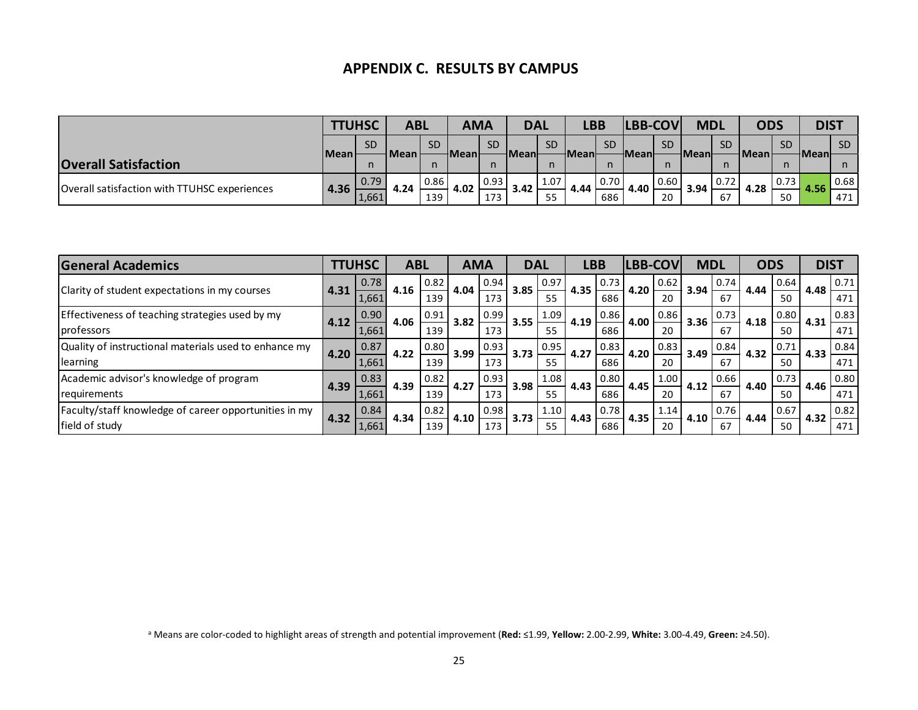## APPENDIX C. RESULTS BY CAMPUS

| Overall Satisfaction | TTUHSC | | ABL | | AMA | | DAL | | LBB | | LBB-COV | | MDL | | ODS | | DIST | |
|---|---|---|---|---|---|---|---|---|---|---|---|---|---|---|---|---|---|---|
| | Mean | SD / n | Mean | SD / n | Mean | SD / n | Mean | SD / n | Mean | SD / n | Mean | SD / n | Mean | SD / n | Mean | SD / n | Mean | SD / n |
| Overall satisfaction with TTUHSC experiences | **4.36** | 0.79 / 1,661 | **4.24** | 0.86 / 139 | **4.02** | 0.93 / 173 | **3.42** | 1.07 / 55 | **4.44** | 0.70 / 686 | **4.40** | 0.60 / 20 | **3.94** | 0.72 / 67 | **4.28** | 0.73 / 50 | **4.56** | 0.68 / 471 |

| General Academics | TTUHSC | | ABL | | AMA | | DAL | | LBB | | LBB-COV | | MDL | | ODS | | DIST | |
|---|---|---|---|---|---|---|---|---|---|---|---|---|---|---|---|---|---|---|
| | Mean | SD / n | Mean | SD / n | Mean | SD / n | Mean | SD / n | Mean | SD / n | Mean | SD / n | Mean | SD / n | Mean | SD / n | Mean | SD / n |
| Clarity of student expectations in my courses | **4.31** | 0.78 / 1,661 | **4.16** | 0.82 / 139 | **4.04** | 0.94 / 173 | **3.85** | 0.97 / 55 | **4.35** | 0.73 / 686 | **4.20** | 0.62 / 20 | **3.94** | 0.74 / 67 | **4.44** | 0.64 / 50 | **4.48** | 0.71 / 471 |
| Effectiveness of teaching strategies used by my professors | **4.12** | 0.90 / 1,661 | **4.06** | 0.91 / 139 | **3.82** | 0.99 / 173 | **3.55** | 1.09 / 55 | **4.19** | 0.86 / 686 | **4.00** | 0.86 / 20 | **3.36** | 0.73 / 67 | **4.18** | 0.80 / 50 | **4.31** | 0.83 / 471 |
| Quality of instructional materials used to enhance my learning | **4.20** | 0.87 / 1,661 | **4.22** | 0.80 / 139 | **3.99** | 0.93 / 173 | **3.73** | 0.95 / 55 | **4.27** | 0.83 / 686 | **4.20** | 0.83 / 20 | **3.49** | 0.84 / 67 | **4.32** | 0.71 / 50 | **4.33** | 0.84 / 471 |
| Academic advisor's knowledge of program requirements | **4.39** | 0.83 / 1,661 | **4.39** | 0.82 / 139 | **4.27** | 0.93 / 173 | **3.98** | 1.08 / 55 | **4.43** | 0.80 / 686 | **4.45** | 1.00 / 20 | **4.12** | 0.66 / 67 | **4.40** | 0.73 / 50 | **4.46** | 0.80 / 471 |
| Faculty/staff knowledge of career opportunities in my field of study | **4.32** | 0.84 / 1,661 | **4.34** | 0.82 / 139 | **4.10** | 0.98 / 173 | **3.73** | 1.10 / 55 | **4.43** | 0.78 / 686 | **4.35** | 1.14 / 20 | **4.10** | 0.76 / 67 | **4.44** | 0.67 / 50 | **4.32** | 0.82 / 471 |

[a] Means are color-coded to highlight areas of strength and potential improvement (**Red:** ≤1.99, **Yellow:** 2.00-2.99, **White:** 3.00-4.49, **Green:** ≥4.50).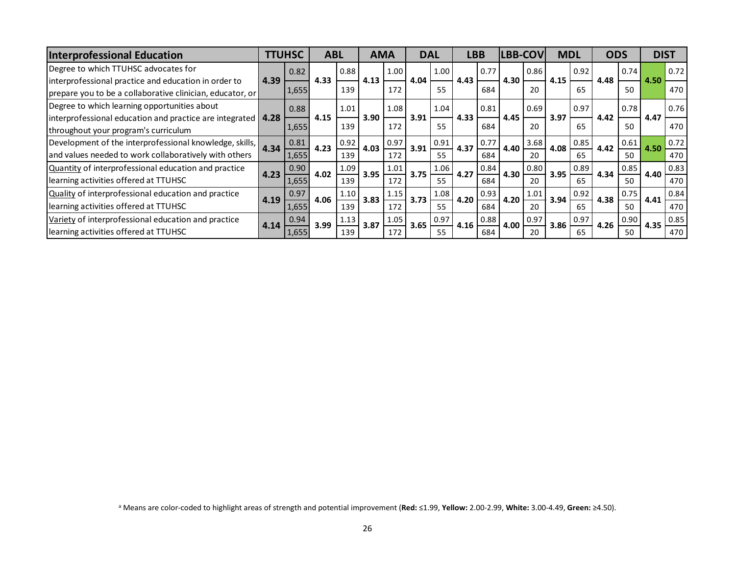| Interprofessional Education | TTUHSC | | ABL | | AMA | | DAL | | LBB | | LBB-COV | | MDL | | ODS | | DIST | |
|---|---|---|---|---|---|---|---|---|---|---|---|---|---|---|---|---|---|---|
| Degree to which TTUHSC advocates for interprofessional practice and education in order to prepare you to be a collaborative clinician, educator, or | 4.39 | 0.82<br>1,655 | 4.33 | 0.88<br>139 | 4.13 | 1.00<br>172 | 4.04 | 1.00<br>55 | 4.43 | 0.77<br>684 | 4.30 | 0.86<br>20 | 4.15 | 0.92<br>65 | 4.48 | 0.74<br>50 | 4.50 | 0.72<br>470 |
| Degree to which learning opportunities about interprofessional education and practice are integrated throughout your program's curriculum | 4.28 | 0.88<br>1,655 | 4.15 | 1.01<br>139 | 3.90 | 1.08<br>172 | 3.91 | 1.04<br>55 | 4.33 | 0.81<br>684 | 4.45 | 0.69<br>20 | 3.97 | 0.97<br>65 | 4.42 | 0.78<br>50 | 4.47 | 0.76<br>470 |
| Development of the interprofessional knowledge, skills, and values needed to work collaboratively with others | 4.34 | 0.81<br>1,655 | 4.23 | 0.92<br>139 | 4.03 | 0.97<br>172 | 3.91 | 0.91<br>55 | 4.37 | 0.77<br>684 | 4.40 | 3.68<br>20 | 4.08 | 0.85<br>65 | 4.42 | 0.61<br>50 | 4.50 | 0.72<br>470 |
| Quantity of interprofessional education and practice learning activities offered at TTUHSC | 4.23 | 0.90<br>1,655 | 4.02 | 1.09<br>139 | 3.95 | 1.01<br>172 | 3.75 | 1.06<br>55 | 4.27 | 0.84<br>684 | 4.30 | 0.80<br>20 | 3.95 | 0.89<br>65 | 4.34 | 0.85<br>50 | 4.40 | 0.83<br>470 |
| Quality of interprofessional education and practice learning activities offered at TTUHSC | 4.19 | 0.97<br>1,655 | 4.06 | 1.10<br>139 | 3.83 | 1.15<br>172 | 3.73 | 1.08<br>55 | 4.20 | 0.93<br>684 | 4.20 | 1.01<br>20 | 3.94 | 0.92<br>65 | 4.38 | 0.75<br>50 | 4.41 | 0.84<br>470 |
| Variety of interprofessional education and practice learning activities offered at TTUHSC | 4.14 | 0.94<br>1,655 | 3.99 | 1.13<br>139 | 3.87 | 1.05<br>172 | 3.65 | 0.97<br>55 | 4.16 | 0.88<br>684 | 4.00 | 0.97<br>20 | 3.86 | 0.97<br>65 | 4.26 | 0.90<br>50 | 4.35 | 0.85<br>470 |

[a] Means are color-coded to highlight areas of strength and potential improvement (**Red:** ≤1.99, **Yellow:** 2.00-2.99, **White:** 3.00-4.49, **Green:** ≥4.50).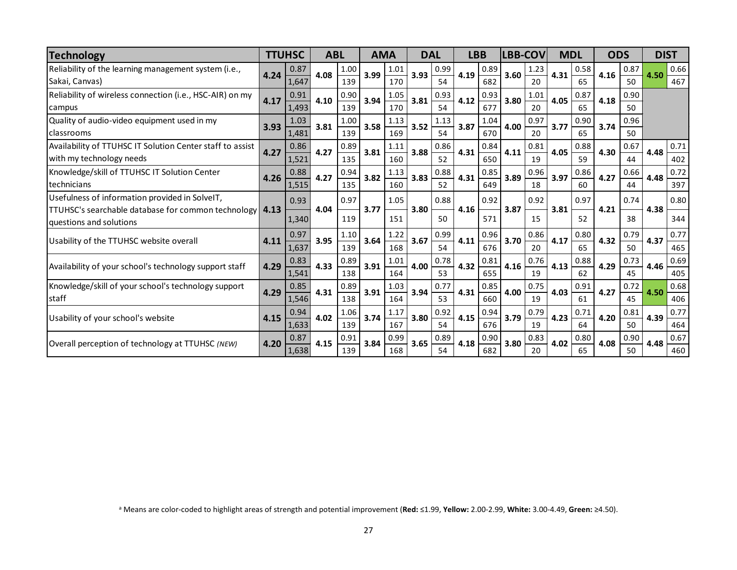| Technology | TTUHSC | | | ABL | | | AMA | | | DAL | | | LBB | | | LBB-COV | | | MDL | | | ODS | | | DIST | | |
|---|---|---|---|---|---|---|---|---|---|---|---|---|---|---|---|---|---|---|---|---|---|---|---|---|---|---|---|
| | Mean | SD | n | Mean | SD | n | Mean | SD | n | Mean | SD | n | Mean | SD | n | Mean | SD | n | Mean | SD | n | Mean | SD | n | Mean | SD | n |
| Reliability of the learning management system (i.e., Sakai, Canvas) | 4.24 | 0.87 | 1,647 | 4.08 | 1.00 | 139 | 3.99 | 1.01 | 170 | 3.93 | 0.99 | 54 | 4.19 | 0.89 | 682 | 3.60 | 1.23 | 20 | 4.31 | 0.58 | 65 | 4.16 | 0.87 | 50 | 4.50 | 0.66 | 467 |
| Reliability of wireless connection (i.e., HSC-AIR) on my campus | 4.17 | 0.91 | 1,493 | 4.10 | 0.90 | 139 | 3.94 | 1.05 | 170 | 3.81 | 0.93 | 54 | 4.12 | 0.93 | 677 | 3.80 | 1.01 | 20 | 4.05 | 0.87 | 65 | 4.18 | 0.90 | 50 | | | |
| Quality of audio-video equipment used in my classrooms | 3.93 | 1.03 | 1,481 | 3.81 | 1.00 | 139 | 3.58 | 1.13 | 169 | 3.52 | 1.13 | 54 | 3.87 | 1.04 | 670 | 4.00 | 0.97 | 20 | 3.77 | 0.90 | 65 | 3.74 | 0.96 | 50 | | | |
| Availability of TTUHSC IT Solution Center staff to assist with my technology needs | 4.27 | 0.86 | 1,521 | 4.27 | 0.89 | 135 | 3.81 | 1.11 | 160 | 3.88 | 0.86 | 52 | 4.31 | 0.84 | 650 | 4.11 | 0.81 | 19 | 4.05 | 0.88 | 59 | 4.30 | 0.67 | 44 | 4.48 | 0.71 | 402 |
| Knowledge/skill of TTUHSC IT Solution Center technicians | 4.26 | 0.88 | 1,515 | 4.27 | 0.94 | 135 | 3.82 | 1.13 | 160 | 3.83 | 0.88 | 52 | 4.31 | 0.85 | 649 | 3.89 | 0.96 | 18 | 3.97 | 0.86 | 60 | 4.27 | 0.66 | 44 | 4.48 | 0.72 | 397 |
| Usefulness of information provided in SolveIT, TTUHSC's searchable database for common technology questions and solutions | 4.13 | 0.93 | 1,340 | 4.04 | 0.97 | 119 | 3.77 | 1.05 | 151 | 3.80 | 0.88 | 50 | 4.16 | 0.92 | 571 | 3.87 | 0.92 | 15 | 3.81 | 0.97 | 52 | 4.21 | 0.74 | 38 | 4.38 | 0.80 | 344 |
| Usability of the TTUHSC website overall | 4.11 | 0.97 | 1,637 | 3.95 | 1.10 | 139 | 3.64 | 1.22 | 168 | 3.67 | 0.99 | 54 | 4.11 | 0.96 | 676 | 3.70 | 0.86 | 20 | 4.17 | 0.80 | 65 | 4.32 | 0.79 | 50 | 4.37 | 0.77 | 465 |
| Availability of your school's technology support staff | 4.29 | 0.83 | 1,541 | 4.33 | 0.89 | 138 | 3.91 | 1.01 | 164 | 4.00 | 0.78 | 53 | 4.32 | 0.81 | 655 | 4.16 | 0.76 | 19 | 4.13 | 0.88 | 62 | 4.29 | 0.73 | 45 | 4.46 | 0.69 | 405 |
| Knowledge/skill of your school's technology support staff | 4.29 | 0.85 | 1,546 | 4.31 | 0.89 | 138 | 3.91 | 1.03 | 164 | 3.94 | 0.77 | 53 | 4.31 | 0.85 | 660 | 4.00 | 0.75 | 19 | 4.03 | 0.91 | 61 | 4.27 | 0.72 | 45 | 4.50 | 0.68 | 406 |
| Usability of your school's website | 4.15 | 0.94 | 1,633 | 4.02 | 1.06 | 139 | 3.74 | 1.17 | 167 | 3.80 | 0.92 | 54 | 4.15 | 0.94 | 676 | 3.79 | 0.79 | 19 | 4.23 | 0.71 | 64 | 4.20 | 0.81 | 50 | 4.39 | 0.77 | 464 |
| Overall perception of technology at TTUHSC *(NEW)* | 4.20 | 0.87 | 1,638 | 4.15 | 0.91 | 139 | 3.84 | 0.99 | 168 | 3.65 | 0.89 | 54 | 4.18 | 0.90 | 682 | 3.80 | 0.83 | 20 | 4.02 | 0.80 | 65 | 4.08 | 0.90 | 50 | 4.48 | 0.67 | 460 |

[a] Means are color-coded to highlight areas of strength and potential improvement (**Red:** ≤1.99, **Yellow:** 2.00-2.99, **White:** 3.00-4.49, **Green:** ≥4.50).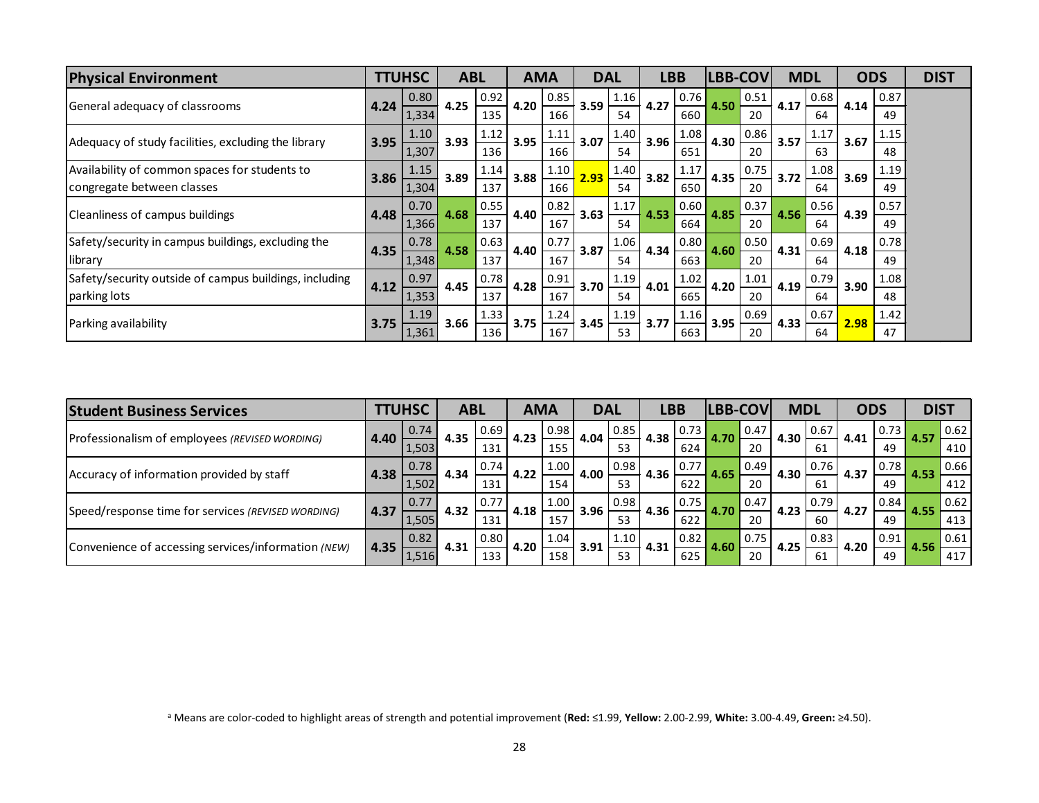| Physical Environment | TTUHSC | | ABL | | AMA | | DAL | | LBB | | LBB-COV | | MDL | | ODS | | DIST | |
|---|---|---|---|---|---|---|---|---|---|---|---|---|---|---|---|---|---|---|
| General adequacy of classrooms | 4.24 | 0.80 / 1,334 | 4.25 | 0.92 / 135 | 4.20 | 0.85 / 166 | 3.59 | 1.16 / 54 | 4.27 | 0.76 / 660 | 4.50 | 0.51 / 20 | 4.17 | 0.68 / 64 | 4.14 | 0.87 / 49 | | |
| Adequacy of study facilities, excluding the library | 3.95 | 1.10 / 1,307 | 3.93 | 1.12 / 136 | 3.95 | 1.11 / 166 | 3.07 | 1.40 / 54 | 3.96 | 1.08 / 651 | 4.30 | 0.86 / 20 | 3.57 | 1.17 / 63 | 3.67 | 1.15 / 48 | | |
| Availability of common spaces for students to congregate between classes | 3.86 | 1.15 / 1,304 | 3.89 | 1.14 / 137 | 3.88 | 1.10 / 166 | 2.93 | 1.40 / 54 | 3.82 | 1.17 / 650 | 4.35 | 0.75 / 20 | 3.72 | 1.08 / 64 | 3.69 | 1.19 / 49 | | |
| Cleanliness of campus buildings | 4.48 | 0.70 / 1,366 | 4.68 | 0.55 / 137 | 4.40 | 0.82 / 167 | 3.63 | 1.17 / 54 | 4.53 | 0.60 / 664 | 4.85 | 0.37 / 20 | 4.56 | 0.56 / 64 | 4.39 | 0.57 / 49 | | |
| Safety/security in campus buildings, excluding the library | 4.35 | 0.78 / 1,348 | 4.58 | 0.63 / 137 | 4.40 | 0.77 / 167 | 3.87 | 1.06 / 54 | 4.34 | 0.80 / 663 | 4.60 | 0.50 / 20 | 4.31 | 0.69 / 64 | 4.18 | 0.78 / 49 | | |
| Safety/security outside of campus buildings, including parking lots | 4.12 | 0.97 / 1,353 | 4.45 | 0.78 / 137 | 4.28 | 0.91 / 167 | 3.70 | 1.19 / 54 | 4.01 | 1.02 / 665 | 4.20 | 1.01 / 20 | 4.19 | 0.79 / 64 | 3.90 | 1.08 / 48 | | |
| Parking availability | 3.75 | 1.19 / 1,361 | 3.66 | 1.33 / 136 | 3.75 | 1.24 / 167 | 3.45 | 1.19 / 53 | 3.77 | 1.16 / 663 | 3.95 | 0.69 / 20 | 4.33 | 0.67 / 64 | 2.98 | 1.42 / 47 | | |

| Student Business Services | TTUHSC | | ABL | | AMA | | DAL | | LBB | | LBB-COV | | MDL | | ODS | | DIST | |
|---|---|---|---|---|---|---|---|---|---|---|---|---|---|---|---|---|---|---|
| Professionalism of employees *(REVISED WORDING)* | 4.40 | 0.74 / 1,503 | 4.35 | 0.69 / 131 | 4.23 | 0.98 / 155 | 4.04 | 0.85 / 53 | 4.38 | 0.73 / 624 | 4.70 | 0.47 / 20 | 4.30 | 0.67 / 61 | 4.41 | 0.73 / 49 | 4.57 | 0.62 / 410 |
| Accuracy of information provided by staff | 4.38 | 0.78 / 1,502 | 4.34 | 0.74 / 131 | 4.22 | 1.00 / 154 | 4.00 | 0.98 / 53 | 4.36 | 0.77 / 622 | 4.65 | 0.49 / 20 | 4.30 | 0.76 / 61 | 4.37 | 0.78 / 49 | 4.53 | 0.66 / 412 |
| Speed/response time for services *(REVISED WORDING)* | 4.37 | 0.77 / 1,505 | 4.32 | 0.77 / 131 | 4.18 | 1.00 / 157 | 3.96 | 0.98 / 53 | 4.36 | 0.75 / 622 | 4.70 | 0.47 / 20 | 4.23 | 0.79 / 60 | 4.27 | 0.84 / 49 | 4.55 | 0.62 / 413 |
| Convenience of accessing services/information *(NEW)* | 4.35 | 0.82 / 1,516 | 4.31 | 0.80 / 133 | 4.20 | 1.04 / 158 | 3.91 | 1.10 / 53 | 4.31 | 0.82 / 625 | 4.60 | 0.75 / 20 | 4.25 | 0.83 / 61 | 4.20 | 0.91 / 49 | 4.56 | 0.61 / 417 |

[a] Means are color-coded to highlight areas of strength and potential improvement (**Red:** ≤1.99, **Yellow:** 2.00-2.99, **White:** 3.00-4.49, **Green:** ≥4.50).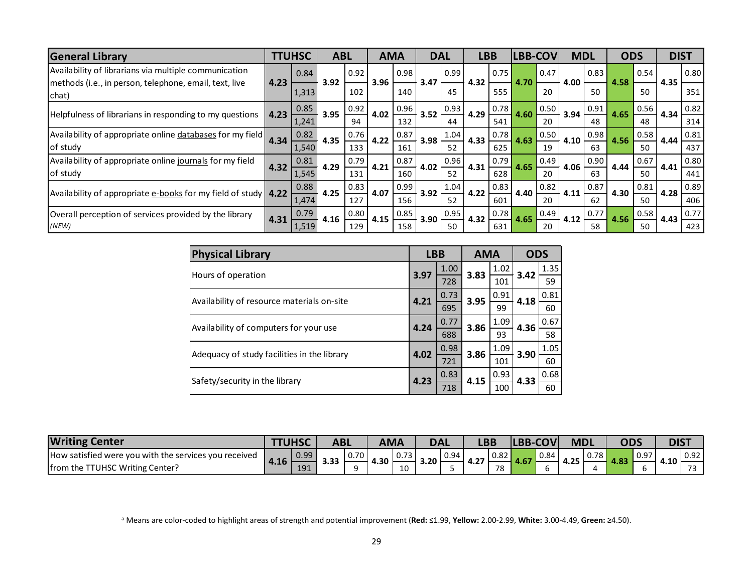| General Library | TTUHSC | | ABL | | AMA | | DAL | | LBB | | LBB-COV | | MDL | | ODS | | DIST | |
|---|---|---|---|---|---|---|---|---|---|---|---|---|---|---|---|---|---|---|
| Availability of librarians via multiple communication methods (i.e., in person, telephone, email, text, live chat) | 4.23 | 0.84 / 1,313 | 3.92 | 0.92 / 102 | 3.96 | 0.98 / 140 | 3.47 | 0.99 / 45 | 4.32 | 0.75 / 555 | 4.70 | 0.47 / 20 | 4.00 | 0.83 / 50 | 4.58 | 0.54 / 50 | 4.35 | 0.80 / 351 |
| Helpfulness of librarians in responding to my questions | 4.23 | 0.85 / 1,241 | 3.95 | 0.92 / 94 | 4.02 | 0.96 / 132 | 3.52 | 0.93 / 44 | 4.29 | 0.78 / 541 | 4.60 | 0.50 / 20 | 3.94 | 0.91 / 48 | 4.65 | 0.56 / 48 | 4.34 | 0.82 / 314 |
| Availability of appropriate online databases for my field of study | 4.34 | 0.82 / 1,540 | 4.35 | 0.76 / 133 | 4.22 | 0.87 / 161 | 3.98 | 1.04 / 52 | 4.33 | 0.78 / 625 | 4.63 | 0.50 / 19 | 4.10 | 0.98 / 63 | 4.56 | 0.58 / 50 | 4.44 | 0.81 / 437 |
| Availability of appropriate online journals for my field of study | 4.32 | 0.81 / 1,545 | 4.29 | 0.79 / 131 | 4.21 | 0.87 / 160 | 4.02 | 0.96 / 52 | 4.31 | 0.79 / 628 | 4.65 | 0.49 / 20 | 4.06 | 0.90 / 63 | 4.44 | 0.67 / 50 | 4.41 | 0.80 / 441 |
| Availability of appropriate e-books for my field of study | 4.22 | 0.88 / 1,474 | 4.25 | 0.83 / 127 | 4.07 | 0.99 / 156 | 3.92 | 1.04 / 52 | 4.22 | 0.83 / 601 | 4.40 | 0.82 / 20 | 4.11 | 0.87 / 62 | 4.30 | 0.81 / 50 | 4.28 | 0.89 / 406 |
| Overall perception of services provided by the library *(NEW)* | 4.31 | 0.79 / 1,519 | 4.16 | 0.80 / 129 | 4.15 | 0.85 / 158 | 3.90 | 0.95 / 50 | 4.32 | 0.78 / 631 | 4.65 | 0.49 / 20 | 4.12 | 0.77 / 58 | 4.56 | 0.58 / 50 | 4.43 | 0.77 / 423 |

| Physical Library | LBB | | AMA | | ODS | |
|---|---|---|---|---|---|---|
| Hours of operation | 3.97 | 1.00 / 728 | 3.83 | 1.02 / 101 | 3.42 | 1.35 / 59 |
| Availability of resource materials on-site | 4.21 | 0.73 / 695 | 3.95 | 0.91 / 99 | 4.18 | 0.81 / 60 |
| Availability of computers for your use | 4.24 | 0.77 / 688 | 3.86 | 1.09 / 93 | 4.36 | 0.67 / 58 |
| Adequacy of study facilities in the library | 4.02 | 0.98 / 721 | 3.86 | 1.09 / 101 | 3.90 | 1.05 / 60 |
| Safety/security in the library | 4.23 | 0.83 / 718 | 4.15 | 0.93 / 100 | 4.33 | 0.68 / 60 |

| Writing Center | TTUHSC | | ABL | | AMA | | DAL | | LBB | | LBB-COV | | MDL | | ODS | | DIST | |
|---|---|---|---|---|---|---|---|---|---|---|---|---|---|---|---|---|---|---|
| How satisfied were you with the services you received from the TTUHSC Writing Center? | 4.16 | 0.99 / 191 | 3.33 | 0.70 / 9 | 4.30 | 0.73 / 10 | 3.20 | 0.94 / 5 | 4.27 | 0.82 / 78 | 4.67 | 0.84 / 6 | 4.25 | 0.78 / 4 | 4.83 | 0.97 / 6 | 4.10 | 0.92 / 73 |

[a] Means are color-coded to highlight areas of strength and potential improvement (**Red:** ≤1.99, **Yellow:** 2.00-2.99, **White:** 3.00-4.49, **Green:** ≥4.50).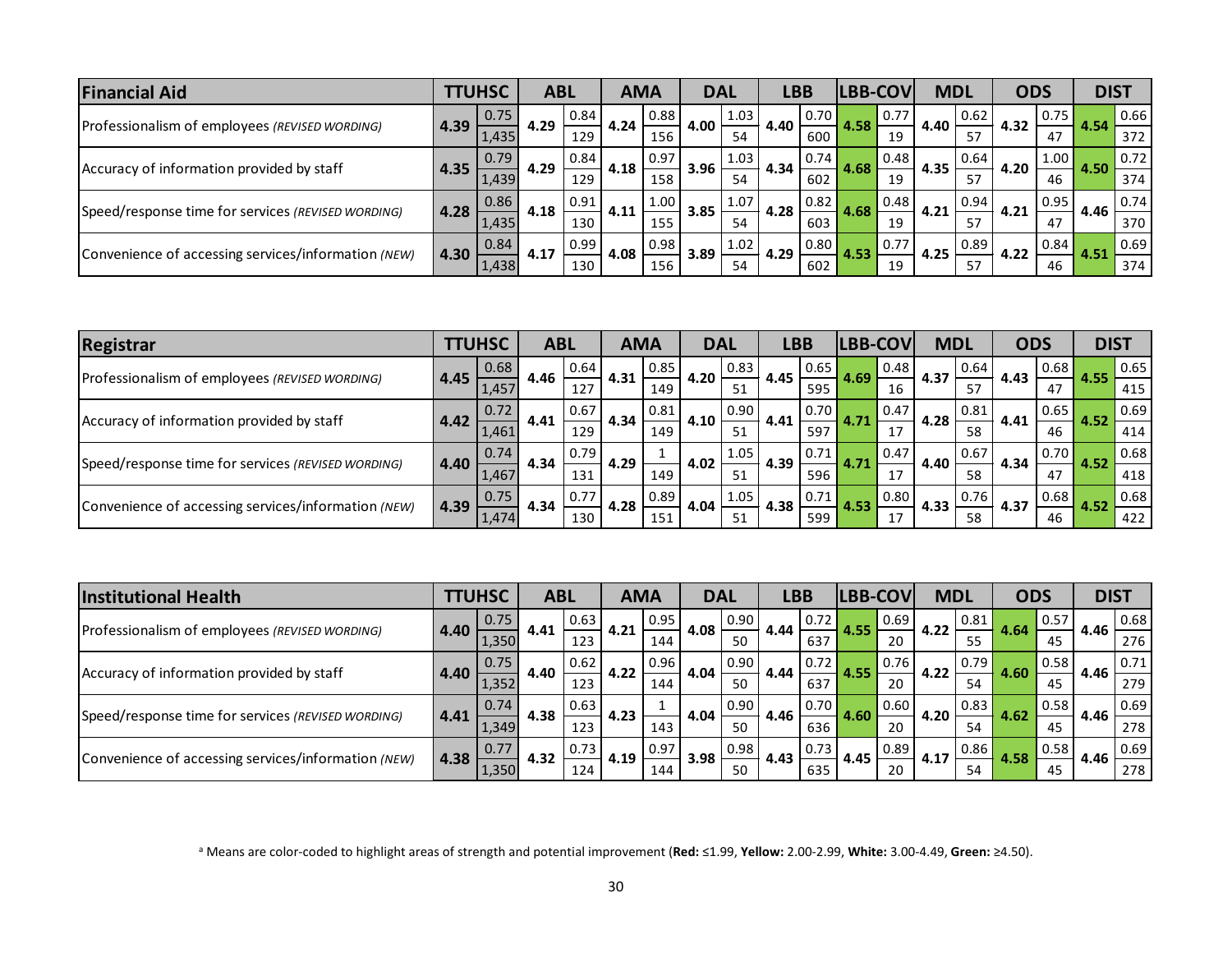| Financial Aid | TTUHSC | | ABL | | AMA | | DAL | | LBB | | LBB-COV | | MDL | | ODS | | DIST | |
|---|---|---|---|---|---|---|---|---|---|---|---|---|---|---|---|---|---|---|
| Professionalism of employees *(REVISED WORDING)* | **4.39** | 0.75 / 1,435 | **4.29** | 0.84 / 129 | **4.24** | 0.88 / 156 | **4.00** | 1.03 / 54 | **4.40** | 0.70 / 600 | **4.58** | 0.77 / 19 | **4.40** | 0.62 / 57 | **4.32** | 0.75 / 47 | **4.54** | 0.66 / 372 |
| Accuracy of information provided by staff | **4.35** | 0.79 / 1,439 | **4.29** | 0.84 / 129 | **4.18** | 0.97 / 158 | **3.96** | 1.03 / 54 | **4.34** | 0.74 / 602 | **4.68** | 0.48 / 19 | **4.35** | 0.64 / 57 | **4.20** | 1.00 / 46 | **4.50** | 0.72 / 374 |
| Speed/response time for services *(REVISED WORDING)* | **4.28** | 0.86 / 1,435 | **4.18** | 0.91 / 130 | **4.11** | 1.00 / 155 | **3.85** | 1.07 / 54 | **4.28** | 0.82 / 603 | **4.68** | 0.48 / 19 | **4.21** | 0.94 / 57 | **4.21** | 0.95 / 47 | **4.46** | 0.74 / 370 |
| Convenience of accessing services/information *(NEW)* | **4.30** | 0.84 / 1,438 | **4.17** | 0.99 / 130 | **4.08** | 0.98 / 156 | **3.89** | 1.02 / 54 | **4.29** | 0.80 / 602 | **4.53** | 0.77 / 19 | **4.25** | 0.89 / 57 | **4.22** | 0.84 / 46 | **4.51** | 0.69 / 374 |

| Registrar | TTUHSC | | ABL | | AMA | | DAL | | LBB | | LBB-COV | | MDL | | ODS | | DIST | |
|---|---|---|---|---|---|---|---|---|---|---|---|---|---|---|---|---|---|---|
| Professionalism of employees *(REVISED WORDING)* | **4.45** | 0.68 / 1,457 | **4.46** | 0.64 / 127 | **4.31** | 0.85 / 149 | **4.20** | 0.83 / 51 | **4.45** | 0.65 / 595 | **4.69** | 0.48 / 16 | **4.37** | 0.64 / 57 | **4.43** | 0.68 / 47 | **4.55** | 0.65 / 415 |
| Accuracy of information provided by staff | **4.42** | 0.72 / 1,461 | **4.41** | 0.67 / 129 | **4.34** | 0.81 / 149 | **4.10** | 0.90 / 51 | **4.41** | 0.70 / 597 | **4.71** | 0.47 / 17 | **4.28** | 0.81 / 58 | **4.41** | 0.65 / 46 | **4.52** | 0.69 / 414 |
| Speed/response time for services *(REVISED WORDING)* | **4.40** | 0.74 / 1,467 | **4.34** | 0.79 / 131 | **4.29** | 1 / 149 | **4.02** | 1.05 / 51 | **4.39** | 0.71 / 596 | **4.71** | 0.47 / 17 | **4.40** | 0.67 / 58 | **4.34** | 0.70 / 47 | **4.52** | 0.68 / 418 |
| Convenience of accessing services/information *(NEW)* | **4.39** | 0.75 / 1,474 | **4.34** | 0.77 / 130 | **4.28** | 0.89 / 151 | **4.04** | 1.05 / 51 | **4.38** | 0.71 / 599 | **4.53** | 0.80 / 17 | **4.33** | 0.76 / 58 | **4.37** | 0.68 / 46 | **4.52** | 0.68 / 422 |

| Institutional Health | TTUHSC | | ABL | | AMA | | DAL | | LBB | | LBB-COV | | MDL | | ODS | | DIST | |
|---|---|---|---|---|---|---|---|---|---|---|---|---|---|---|---|---|---|---|
| Professionalism of employees *(REVISED WORDING)* | **4.40** | 0.75 / 1,350 | **4.41** | 0.63 / 123 | **4.21** | 0.95 / 144 | **4.08** | 0.90 / 50 | **4.44** | 0.72 / 637 | **4.55** | 0.69 / 20 | **4.22** | 0.81 / 55 | **4.64** | 0.57 / 45 | **4.46** | 0.68 / 276 |
| Accuracy of information provided by staff | **4.40** | 0.75 / 1,352 | **4.40** | 0.62 / 123 | **4.22** | 0.96 / 144 | **4.04** | 0.90 / 50 | **4.44** | 0.72 / 637 | **4.55** | 0.76 / 20 | **4.22** | 0.79 / 54 | **4.60** | 0.58 / 45 | **4.46** | 0.71 / 279 |
| Speed/response time for services *(REVISED WORDING)* | **4.41** | 0.74 / 1,349 | **4.38** | 0.63 / 123 | **4.23** | 1 / 143 | **4.04** | 0.90 / 50 | **4.46** | 0.70 / 636 | **4.60** | 0.60 / 20 | **4.20** | 0.83 / 54 | **4.62** | 0.58 / 45 | **4.46** | 0.69 / 278 |
| Convenience of accessing services/information *(NEW)* | **4.38** | 0.77 / 1,350 | **4.32** | 0.73 / 124 | **4.19** | 0.97 / 144 | **3.98** | 0.98 / 50 | **4.43** | 0.73 / 635 | **4.45** | 0.89 / 20 | **4.17** | 0.86 / 54 | **4.58** | 0.58 / 45 | **4.46** | 0.69 / 278 |

[a] Means are color-coded to highlight areas of strength and potential improvement (**Red:** ≤1.99, **Yellow:** 2.00-2.99, **White:** 3.00-4.49, **Green:** ≥4.50).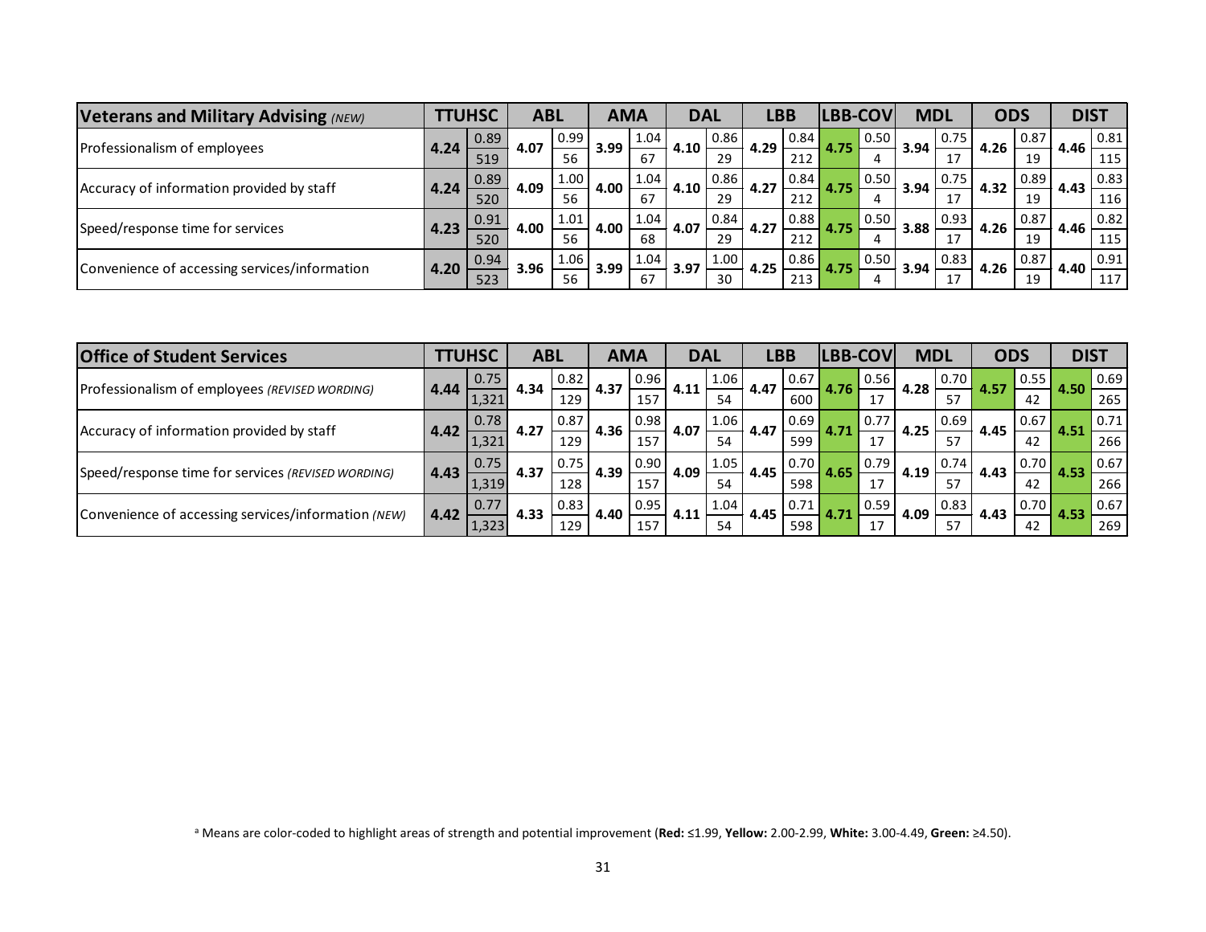| Veterans and Military Advising *(NEW)* | TTUHSC | | ABL | | AMA | | DAL | | LBB | | LBB-COV | | MDL | | ODS | | DIST | |
|---|---|---|---|---|---|---|---|---|---|---|---|---|---|---|---|---|---|---|
| Professionalism of employees | 4.24 | 0.89 / 519 | 4.07 | 0.99 / 56 | 3.99 | 1.04 / 67 | 4.10 | 0.86 / 29 | 4.29 | 0.84 / 212 | 4.75 | 0.50 / 4 | 3.94 | 0.75 / 17 | 4.26 | 0.87 / 19 | 4.46 | 0.81 / 115 |
| Accuracy of information provided by staff | 4.24 | 0.89 / 520 | 4.09 | 1.00 / 56 | 4.00 | 1.04 / 67 | 4.10 | 0.86 / 29 | 4.27 | 0.84 / 212 | 4.75 | 0.50 / 4 | 3.94 | 0.75 / 17 | 4.32 | 0.89 / 19 | 4.43 | 0.83 / 116 |
| Speed/response time for services | 4.23 | 0.91 / 520 | 4.00 | 1.01 / 56 | 4.00 | 1.04 / 68 | 4.07 | 0.84 / 29 | 4.27 | 0.88 / 212 | 4.75 | 0.50 / 4 | 3.88 | 0.93 / 17 | 4.26 | 0.87 / 19 | 4.46 | 0.82 / 115 |
| Convenience of accessing services/information | 4.20 | 0.94 / 523 | 3.96 | 1.06 / 56 | 3.99 | 1.04 / 67 | 3.97 | 1.00 / 30 | 4.25 | 0.86 / 213 | 4.75 | 0.50 / 4 | 3.94 | 0.83 / 17 | 4.26 | 0.87 / 19 | 4.40 | 0.91 / 117 |

| Office of Student Services | TTUHSC | | ABL | | AMA | | DAL | | LBB | | LBB-COV | | MDL | | ODS | | DIST | |
|---|---|---|---|---|---|---|---|---|---|---|---|---|---|---|---|---|---|---|
| Professionalism of employees *(REVISED WORDING)* | 4.44 | 0.75 / 1,321 | 4.34 | 0.82 / 129 | 4.37 | 0.96 / 157 | 4.11 | 1.06 / 54 | 4.47 | 0.67 / 600 | 4.76 | 0.56 / 17 | 4.28 | 0.70 / 57 | 4.57 | 0.55 / 42 | 4.50 | 0.69 / 265 |
| Accuracy of information provided by staff | 4.42 | 0.78 / 1,321 | 4.27 | 0.87 / 129 | 4.36 | 0.98 / 157 | 4.07 | 1.06 / 54 | 4.47 | 0.69 / 599 | 4.71 | 0.77 / 17 | 4.25 | 0.69 / 57 | 4.45 | 0.67 / 42 | 4.51 | 0.71 / 266 |
| Speed/response time for services *(REVISED WORDING)* | 4.43 | 0.75 / 1,319 | 4.37 | 0.75 / 128 | 4.39 | 0.90 / 157 | 4.09 | 1.05 / 54 | 4.45 | 0.70 / 598 | 4.65 | 0.79 / 17 | 4.19 | 0.74 / 57 | 4.43 | 0.70 / 42 | 4.53 | 0.67 / 266 |
| Convenience of accessing services/information *(NEW)* | 4.42 | 0.77 / 1,323 | 4.33 | 0.83 / 129 | 4.40 | 0.95 / 157 | 4.11 | 1.04 / 54 | 4.45 | 0.71 / 598 | 4.71 | 0.59 / 17 | 4.09 | 0.83 / 57 | 4.43 | 0.70 / 42 | 4.53 | 0.67 / 269 |

[a] Means are color-coded to highlight areas of strength and potential improvement (**Red:** ≤1.99, **Yellow:** 2.00-2.99, **White:** 3.00-4.49, **Green:** ≥4.50).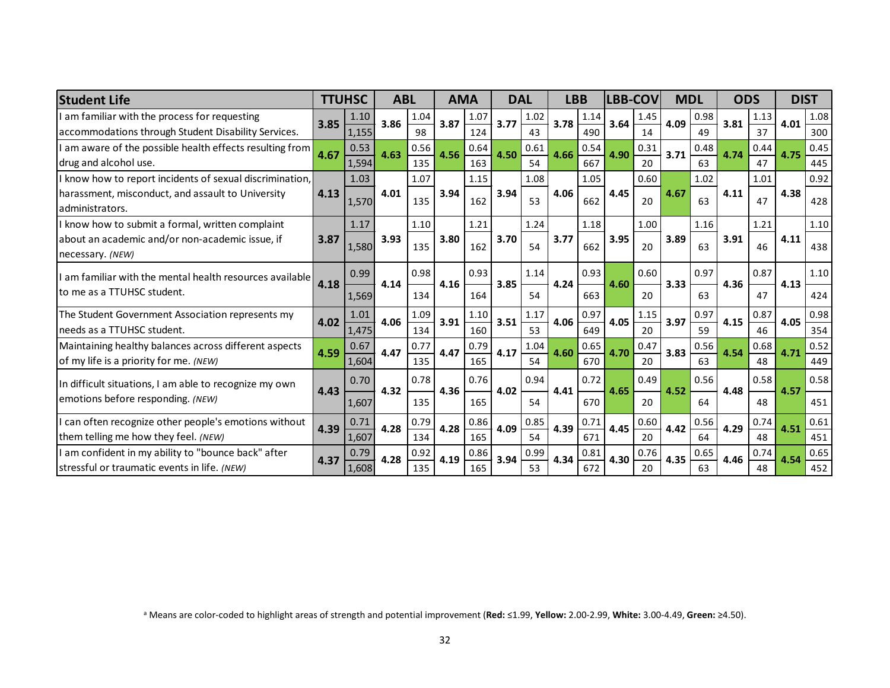| Student Life | TTUHSC | | ABL | | AMA | | DAL | | LBB | | LBB-COV | | MDL | | ODS | | DIST | |
|---|---|---|---|---|---|---|---|---|---|---|---|---|---|---|---|---|---|---|
| I am familiar with the process for requesting accommodations through Student Disability Services. | 3.85 | 1.10 / 1,155 | 3.86 | 1.04 / 98 | 3.87 | 1.07 / 124 | 3.77 | 1.02 / 43 | 3.78 | 1.14 / 490 | 3.64 | 1.45 / 14 | 4.09 | 0.98 / 49 | 3.81 | 1.13 / 37 | 4.01 | 1.08 / 300 |
| I am aware of the possible health effects resulting from drug and alcohol use. | 4.67 | 0.53 / 1,594 | 4.63 | 0.56 / 135 | 4.56 | 0.64 / 163 | 4.50 | 0.61 / 54 | 4.66 | 0.54 / 667 | 4.90 | 0.31 / 20 | 3.71 | 0.48 / 63 | 4.74 | 0.44 / 47 | 4.75 | 0.45 / 445 |
| I know how to report incidents of sexual discrimination, harassment, misconduct, and assault to University administrators. | 4.13 | 1.03 / 1,570 | 4.01 | 1.07 / 135 | 3.94 | 1.15 / 162 | 3.94 | 1.08 / 53 | 4.06 | 1.05 / 662 | 4.45 | 0.60 / 20 | 4.67 | 1.02 / 63 | 4.11 | 1.01 / 47 | 4.38 | 0.92 / 428 |
| I know how to submit a formal, written complaint about an academic and/or non-academic issue, if necessary. *(NEW)* | 3.87 | 1.17 / 1,580 | 3.93 | 1.10 / 135 | 3.80 | 1.21 / 162 | 3.70 | 1.24 / 54 | 3.77 | 1.18 / 662 | 3.95 | 1.00 / 20 | 3.89 | 1.16 / 63 | 3.91 | 1.21 / 46 | 4.11 | 1.10 / 438 |
| I am familiar with the mental health resources available to me as a TTUHSC student. | 4.18 | 0.99 / 1,569 | 4.14 | 0.98 / 134 | 4.16 | 0.93 / 164 | 3.85 | 1.14 / 54 | 4.24 | 0.93 / 663 | 4.60 | 0.60 / 20 | 3.33 | 0.97 / 63 | 4.36 | 0.87 / 47 | 4.13 | 1.10 / 424 |
| The Student Government Association represents my needs as a TTUHSC student. | 4.02 | 1.01 / 1,475 | 4.06 | 1.09 / 134 | 3.91 | 1.10 / 160 | 3.51 | 1.17 / 53 | 4.06 | 0.97 / 649 | 4.05 | 1.15 / 20 | 3.97 | 0.97 / 59 | 4.15 | 0.87 / 46 | 4.05 | 0.98 / 354 |
| Maintaining healthy balances across different aspects of my life is a priority for me. *(NEW)* | 4.59 | 0.67 / 1,604 | 4.47 | 0.77 / 135 | 4.47 | 0.79 / 165 | 4.17 | 1.04 / 54 | 4.60 | 0.65 / 670 | 4.70 | 0.47 / 20 | 3.83 | 0.56 / 63 | 4.54 | 0.68 / 48 | 4.71 | 0.52 / 449 |
| In difficult situations, I am able to recognize my own emotions before responding. *(NEW)* | 4.43 | 0.70 / 1,607 | 4.32 | 0.78 / 135 | 4.36 | 0.76 / 165 | 4.02 | 0.94 / 54 | 4.41 | 0.72 / 670 | 4.65 | 0.49 / 20 | 4.52 | 0.56 / 64 | 4.48 | 0.58 / 48 | 4.57 | 0.58 / 451 |
| I can often recognize other people's emotions without them telling me how they feel. *(NEW)* | 4.39 | 0.71 / 1,607 | 4.28 | 0.79 / 134 | 4.28 | 0.86 / 165 | 4.09 | 0.85 / 54 | 4.39 | 0.71 / 671 | 4.45 | 0.60 / 20 | 4.42 | 0.56 / 64 | 4.29 | 0.74 / 48 | 4.51 | 0.61 / 451 |
| I am confident in my ability to "bounce back" after stressful or traumatic events in life. *(NEW)* | 4.37 | 0.79 / 1,608 | 4.28 | 0.92 / 135 | 4.19 | 0.86 / 165 | 3.94 | 0.99 / 53 | 4.34 | 0.81 / 672 | 4.30 | 0.76 / 20 | 4.35 | 0.65 / 63 | 4.46 | 0.74 / 48 | 4.54 | 0.65 / 452 |

[a] Means are color-coded to highlight areas of strength and potential improvement (**Red:** ≤1.99, **Yellow:** 2.00-2.99, **White:** 3.00-4.49, **Green:** ≥4.50).